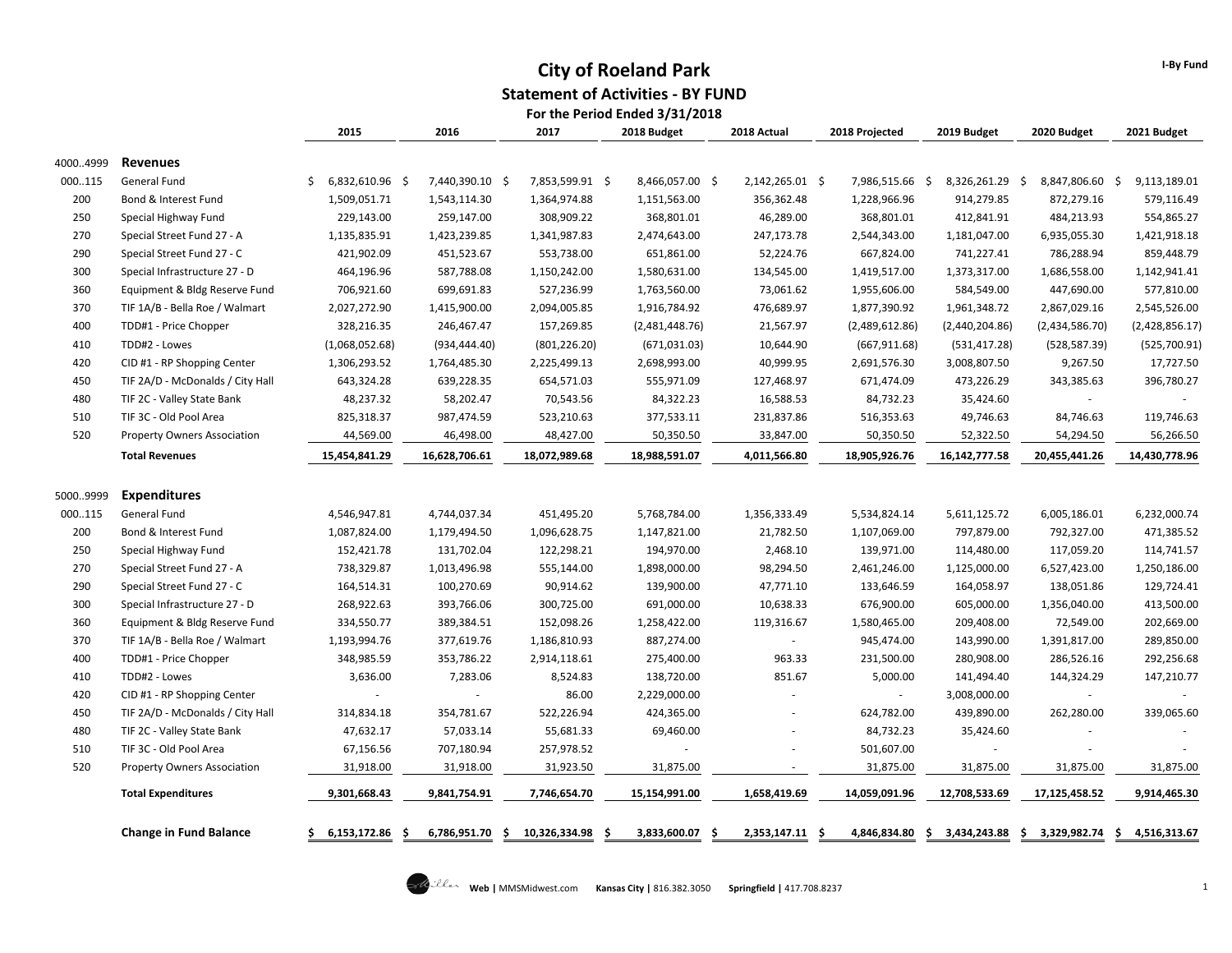# City of Roeland Park

## Statement of Activities - BY FUND

### For the Period Ended 3/31/2018

I-By Fund

| | | 2015 | 2016 | 2017 | 2018 Budget | 2018 Actual | 2018 Projected | 2019 Budget | 2020 Budget | 2021 Budget |
|---|---|---|---|---|---|---|---|---|---|---|
| 4000..4999 | **Revenues** | | | | | | | | | |
| 000..115 | General Fund | $ 6,832,610.96 | $ 7,440,390.10 | $ 7,853,599.91 | $ 8,466,057.00 | $ 2,142,265.01 | $ 7,986,515.66 | $ 8,326,261.29 | $ 8,847,806.60 | $ 9,113,189.01 |
| 200 | Bond & Interest Fund | 1,509,051.71 | 1,543,114.30 | 1,364,974.88 | 1,151,563.00 | 356,362.48 | 1,228,966.96 | 914,279.85 | 872,279.16 | 579,116.49 |
| 250 | Special Highway Fund | 229,143.00 | 259,147.00 | 308,909.22 | 368,801.01 | 46,289.00 | 368,801.01 | 412,841.91 | 484,213.93 | 554,865.27 |
| 270 | Special Street Fund 27 - A | 1,135,835.91 | 1,423,239.85 | 1,341,987.83 | 2,474,643.00 | 247,173.78 | 2,544,343.00 | 1,181,047.00 | 6,935,055.30 | 1,421,918.18 |
| 290 | Special Street Fund 27 - C | 421,902.09 | 451,523.67 | 553,738.00 | 651,861.00 | 52,224.76 | 667,824.00 | 741,227.41 | 786,288.94 | 859,448.79 |
| 300 | Special Infrastructure 27 - D | 464,196.96 | 587,788.08 | 1,150,242.00 | 1,580,631.00 | 134,545.00 | 1,419,517.00 | 1,373,317.00 | 1,686,558.00 | 1,142,941.41 |
| 360 | Equipment & Bldg Reserve Fund | 706,921.60 | 699,691.83 | 527,236.99 | 1,763,560.00 | 73,061.62 | 1,955,606.00 | 584,549.00 | 447,690.00 | 577,810.00 |
| 370 | TIF 1A/B - Bella Roe / Walmart | 2,027,272.90 | 1,415,900.00 | 2,094,005.85 | 1,916,784.92 | 476,689.97 | 1,877,390.92 | 1,961,348.72 | 2,867,029.16 | 2,545,526.00 |
| 400 | TDD#1 - Price Chopper | 328,216.35 | 246,467.47 | 157,269.85 | (2,481,448.76) | 21,567.97 | (2,489,612.86) | (2,440,204.86) | (2,434,586.70) | (2,428,856.17) |
| 410 | TDD#2 - Lowes | (1,068,052.68) | (934,444.40) | (801,226.20) | (671,031.03) | 10,644.90 | (667,911.68) | (531,417.28) | (528,587.39) | (525,700.91) |
| 420 | CID #1 - RP Shopping Center | 1,306,293.52 | 1,764,485.30 | 2,225,499.13 | 2,698,993.00 | 40,999.95 | 2,691,576.30 | 3,008,807.50 | 9,267.50 | 17,727.50 |
| 450 | TIF 2A/D - McDonalds / City Hall | 643,324.28 | 639,228.35 | 654,571.03 | 555,971.09 | 127,468.97 | 671,474.09 | 473,226.29 | 343,385.63 | 396,780.27 |
| 480 | TIF 2C - Valley State Bank | 48,237.32 | 58,202.47 | 70,543.56 | 84,322.23 | 16,588.53 | 84,732.23 | 35,424.60 | - | - |
| 510 | TIF 3C - Old Pool Area | 825,318.37 | 987,474.59 | 523,210.63 | 377,533.11 | 231,837.86 | 516,353.63 | 49,746.63 | 84,746.63 | 119,746.63 |
| 520 | Property Owners Association | 44,569.00 | 46,498.00 | 48,427.00 | 50,350.50 | 33,847.00 | 50,350.50 | 52,322.50 | 54,294.50 | 56,266.50 |
| | **Total Revenues** | **15,454,841.29** | **16,628,706.61** | **18,072,989.68** | **18,988,591.07** | **4,011,566.80** | **18,905,926.76** | **16,142,777.58** | **20,455,441.26** | **14,430,778.96** |
| 5000..9999 | **Expenditures** | | | | | | | | | |
| 000..115 | General Fund | 4,546,947.81 | 4,744,037.34 | 451,495.20 | 5,768,784.00 | 1,356,333.49 | 5,534,824.14 | 5,611,125.72 | 6,005,186.01 | 6,232,000.74 |
| 200 | Bond & Interest Fund | 1,087,824.00 | 1,179,494.50 | 1,096,628.75 | 1,147,821.00 | 21,782.50 | 1,107,069.00 | 797,879.00 | 792,327.00 | 471,385.52 |
| 250 | Special Highway Fund | 152,421.78 | 131,702.04 | 122,298.21 | 194,970.00 | 2,468.10 | 139,971.00 | 114,480.00 | 117,059.20 | 114,741.57 |
| 270 | Special Street Fund 27 - A | 738,329.87 | 1,013,496.98 | 555,144.00 | 1,898,000.00 | 98,294.50 | 2,461,246.00 | 1,125,000.00 | 6,527,423.00 | 1,250,186.00 |
| 290 | Special Street Fund 27 - C | 164,514.31 | 100,270.69 | 90,914.62 | 139,900.00 | 47,771.10 | 133,646.59 | 164,058.97 | 138,051.86 | 129,724.41 |
| 300 | Special Infrastructure 27 - D | 268,922.63 | 393,766.06 | 300,725.00 | 691,000.00 | 10,638.33 | 676,900.00 | 605,000.00 | 1,356,040.00 | 413,500.00 |
| 360 | Equipment & Bldg Reserve Fund | 334,550.77 | 389,384.51 | 152,098.26 | 1,258,422.00 | 119,316.67 | 1,580,465.00 | 209,408.00 | 72,549.00 | 202,669.00 |
| 370 | TIF 1A/B - Bella Roe / Walmart | 1,193,994.76 | 377,619.76 | 1,186,810.93 | 887,274.00 | - | 945,474.00 | 143,990.00 | 1,391,817.00 | 289,850.00 |
| 400 | TDD#1 - Price Chopper | 348,985.59 | 353,786.22 | 2,914,118.61 | 275,400.00 | 963.33 | 231,500.00 | 280,908.00 | 286,526.16 | 292,256.68 |
| 410 | TDD#2 - Lowes | 3,636.00 | 7,283.06 | 8,524.83 | 138,720.00 | 851.67 | 5,000.00 | 141,494.40 | 144,324.29 | 147,210.77 |
| 420 | CID #1 - RP Shopping Center | - | - | 86.00 | 2,229,000.00 | - | - | 3,008,000.00 | - | - |
| 450 | TIF 2A/D - McDonalds / City Hall | 314,834.18 | 354,781.67 | 522,226.94 | 424,365.00 | - | 624,782.00 | 439,890.00 | 262,280.00 | 339,065.60 |
| 480 | TIF 2C - Valley State Bank | 47,632.17 | 57,033.14 | 55,681.33 | 69,460.00 | - | 84,732.23 | 35,424.60 | - | - |
| 510 | TIF 3C - Old Pool Area | 67,156.56 | 707,180.94 | 257,978.52 | - | - | 501,607.00 | - | - | - |
| 520 | Property Owners Association | 31,918.00 | 31,918.00 | 31,923.50 | 31,875.00 | - | 31,875.00 | 31,875.00 | 31,875.00 | 31,875.00 |
| | **Total Expenditures** | **9,301,668.43** | **9,841,754.91** | **7,746,654.70** | **15,154,991.00** | **1,658,419.69** | **14,059,091.96** | **12,708,533.69** | **17,125,458.52** | **9,914,465.30** |
| | **Change in Fund Balance** | **$ 6,153,172.86** | **$ 6,786,951.70** | **$ 10,326,334.98** | **$ 3,833,600.07** | **$ 2,353,147.11** | **$ 4,846,834.80** | **$ 3,434,243.88** | **$ 3,329,982.74** | **$ 4,516,313.67** |

Web | MMSMidwest.com Kansas City | 816.382.3050 Springfield | 417.708.8237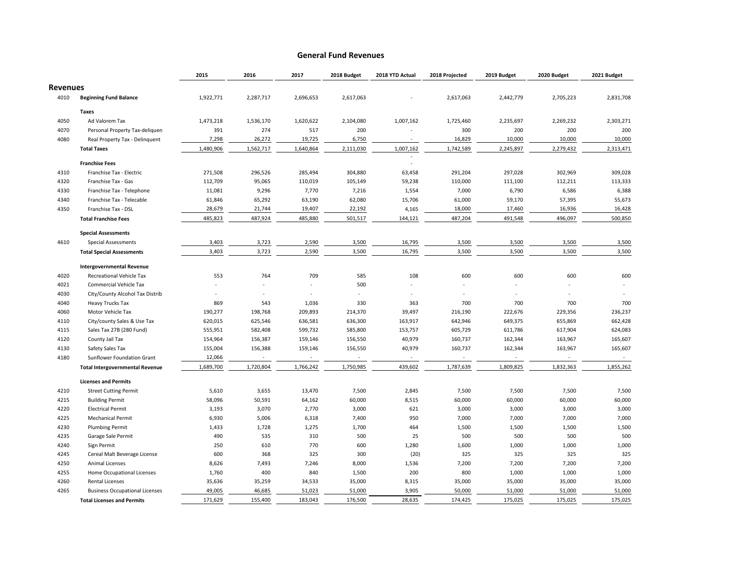# General Fund Revenues

| | | 2015 | 2016 | 2017 | 2018 Budget | 2018 YTD Actual | 2018 Projected | 2019 Budget | 2020 Budget | 2021 Budget |
|---|---|---|---|---|---|---|---|---|---|---|
| **Revenues** | | | | | | | | | | |
| 4010 | **Beginning Fund Balance** | 1,922,771 | 2,287,717 | 2,696,653 | 2,617,063 | - | 2,617,063 | 2,442,779 | 2,705,223 | 2,831,708 |
| | **Taxes** | | | | | | | | | |
| 4050 | Ad Valorem Tax | 1,473,218 | 1,536,170 | 1,620,622 | 2,104,080 | 1,007,162 | 1,725,460 | 2,235,697 | 2,269,232 | 2,303,271 |
| 4070 | Personal Property Tax-deliquen | 391 | 274 | 517 | 200 | - | 300 | 200 | 200 | 200 |
| 4080 | Real Property Tax - Delinquent | 7,298 | 26,272 | 19,725 | 6,750 | - | 16,829 | 10,000 | 10,000 | 10,000 |
| | **Total Taxes** | 1,480,906 | 1,562,717 | 1,640,864 | 2,111,030 | 1,007,162 | 1,742,589 | 2,245,897 | 2,279,432 | 2,313,471 |
| | **Franchise Fees** | | | | | - | | | | |
| 4310 | Franchise Tax - Electric | 271,508 | 296,526 | 285,494 | 304,880 | 63,458 | 291,204 | 297,028 | 302,969 | 309,028 |
| 4320 | Franchise Tax - Gas | 112,709 | 95,065 | 110,019 | 105,149 | 59,238 | 110,000 | 111,100 | 112,211 | 113,333 |
| 4330 | Franchise Tax - Telephone | 11,081 | 9,296 | 7,770 | 7,216 | 1,554 | 7,000 | 6,790 | 6,586 | 6,388 |
| 4340 | Franchise Tax - Telecable | 61,846 | 65,292 | 63,190 | 62,080 | 15,706 | 61,000 | 59,170 | 57,395 | 55,673 |
| 4350 | Franchise Tax - DSL | 28,679 | 21,744 | 19,407 | 22,192 | 4,165 | 18,000 | 17,460 | 16,936 | 16,428 |
| | **Total Franchise Fees** | 485,823 | 487,924 | 485,880 | 501,517 | 144,121 | 487,204 | 491,548 | 496,097 | 500,850 |
| | **Special Assessments** | | | | | | | | | |
| 4610 | Special Assessments | 3,403 | 3,723 | 2,590 | 3,500 | 16,795 | 3,500 | 3,500 | 3,500 | 3,500 |
| | **Total Special Assessments** | 3,403 | 3,723 | 2,590 | 3,500 | 16,795 | 3,500 | 3,500 | 3,500 | 3,500 |
| | **Intergovernmental Revenue** | | | | | | | | | |
| 4020 | Recreational Vehicle Tax | 553 | 764 | 709 | 585 | 108 | 600 | 600 | 600 | 600 |
| 4021 | Commercial Vehicle Tax | - | - | - | 500 | - | - | - | - | - |
| 4030 | City/County Alcohol Tax Distrib | - | - | - | - | - | - | - | - | - |
| 4040 | Heavy Trucks Tax | 869 | 543 | 1,036 | 330 | 363 | 700 | 700 | 700 | 700 |
| 4060 | Motor Vehicle Tax | 190,277 | 198,768 | 209,893 | 214,370 | 39,497 | 216,190 | 222,676 | 229,356 | 236,237 |
| 4110 | City/county Sales & Use Tax | 620,015 | 625,546 | 636,581 | 636,300 | 163,917 | 642,946 | 649,375 | 655,869 | 662,428 |
| 4115 | Sales Tax 27B (280 Fund) | 555,951 | 582,408 | 599,732 | 585,800 | 153,757 | 605,729 | 611,786 | 617,904 | 624,083 |
| 4120 | County Jail Tax | 154,964 | 156,387 | 159,146 | 156,550 | 40,979 | 160,737 | 162,344 | 163,967 | 165,607 |
| 4130 | Safety Sales Tax | 155,004 | 156,388 | 159,146 | 156,550 | 40,979 | 160,737 | 162,344 | 163,967 | 165,607 |
| 4180 | Sunflower Foundation Grant | 12,066 | - | - | - | - | - | - | - | - |
| | **Total Intergovernmental Revenue** | 1,689,700 | 1,720,804 | 1,766,242 | 1,750,985 | 439,602 | 1,787,639 | 1,809,825 | 1,832,363 | 1,855,262 |
| | **Licenses and Permits** | | | | | | | | | |
| 4210 | Street Cutting Permit | 5,610 | 3,655 | 13,470 | 7,500 | 2,845 | 7,500 | 7,500 | 7,500 | 7,500 |
| 4215 | Building Permit | 58,096 | 50,591 | 64,162 | 60,000 | 8,515 | 60,000 | 60,000 | 60,000 | 60,000 |
| 4220 | Electrical Permit | 3,193 | 3,070 | 2,770 | 3,000 | 621 | 3,000 | 3,000 | 3,000 | 3,000 |
| 4225 | Mechanical Permit | 6,930 | 5,006 | 6,318 | 7,400 | 950 | 7,000 | 7,000 | 7,000 | 7,000 |
| 4230 | Plumbing Permit | 1,433 | 1,728 | 1,275 | 1,700 | 464 | 1,500 | 1,500 | 1,500 | 1,500 |
| 4235 | Garage Sale Permit | 490 | 535 | 310 | 500 | 25 | 500 | 500 | 500 | 500 |
| 4240 | Sign Permit | 250 | 610 | 770 | 600 | 1,280 | 1,600 | 1,000 | 1,000 | 1,000 |
| 4245 | Cereal Malt Beverage License | 600 | 368 | 325 | 300 | (20) | 325 | 325 | 325 | 325 |
| 4250 | Animal Licenses | 8,626 | 7,493 | 7,246 | 8,000 | 1,536 | 7,200 | 7,200 | 7,200 | 7,200 |
| 4255 | Home Occupational Licenses | 1,760 | 400 | 840 | 1,500 | 200 | 800 | 1,000 | 1,000 | 1,000 |
| 4260 | Rental Licenses | 35,636 | 35,259 | 34,533 | 35,000 | 8,315 | 35,000 | 35,000 | 35,000 | 35,000 |
| 4265 | Business Occupational Licenses | 49,005 | 46,685 | 51,023 | 51,000 | 3,905 | 50,000 | 51,000 | 51,000 | 51,000 |
| | **Total Licenses and Permits** | 171,629 | 155,400 | 183,043 | 176,500 | 28,635 | 174,425 | 175,025 | 175,025 | 175,025 |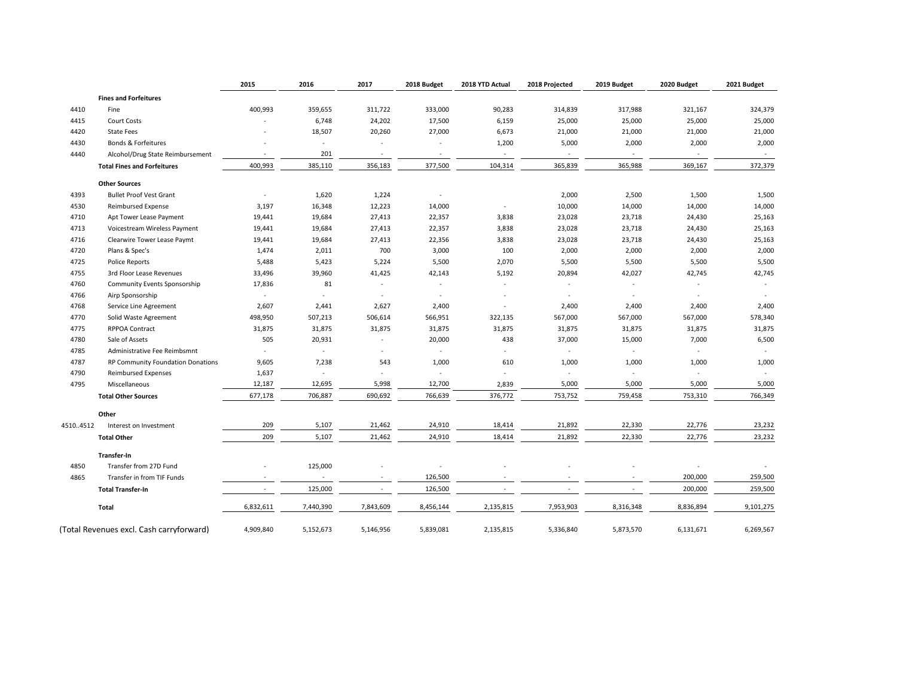| | | 2015 | 2016 | 2017 | 2018 Budget | 2018 YTD Actual | 2018 Projected | 2019 Budget | 2020 Budget | 2021 Budget |
|---|---|---|---|---|---|---|---|---|---|---|
| | **Fines and Forfeitures** | | | | | | | | | |
| 4410 | Fine | 400,993 | 359,655 | 311,722 | 333,000 | 90,283 | 314,839 | 317,988 | 321,167 | 324,379 |
| 4415 | Court Costs | - | 6,748 | 24,202 | 17,500 | 6,159 | 25,000 | 25,000 | 25,000 | 25,000 |
| 4420 | State Fees | - | 18,507 | 20,260 | 27,000 | 6,673 | 21,000 | 21,000 | 21,000 | 21,000 |
| 4430 | Bonds & Forfeitures | - | - | - | - | 1,200 | 5,000 | 2,000 | 2,000 | 2,000 |
| 4440 | Alcohol/Drug State Reimbursement | - | 201 | - | - | - | - | - | - | - |
| | **Total Fines and Forfeitures** | 400,993 | 385,110 | 356,183 | 377,500 | 104,314 | 365,839 | 365,988 | 369,167 | 372,379 |
| | **Other Sources** | | | | | | | | | |
| 4393 | Bullet Proof Vest Grant | - | 1,620 | 1,224 | - | | 2,000 | 2,500 | 1,500 | 1,500 |
| 4530 | Reimbursed Expense | 3,197 | 16,348 | 12,223 | 14,000 | - | 10,000 | 14,000 | 14,000 | 14,000 |
| 4710 | Apt Tower Lease Payment | 19,441 | 19,684 | 27,413 | 22,357 | 3,838 | 23,028 | 23,718 | 24,430 | 25,163 |
| 4713 | Voicestream Wireless Payment | 19,441 | 19,684 | 27,413 | 22,357 | 3,838 | 23,028 | 23,718 | 24,430 | 25,163 |
| 4716 | Clearwire Tower Lease Paymt | 19,441 | 19,684 | 27,413 | 22,356 | 3,838 | 23,028 | 23,718 | 24,430 | 25,163 |
| 4720 | Plans & Spec's | 1,474 | 2,011 | 700 | 3,000 | 100 | 2,000 | 2,000 | 2,000 | 2,000 |
| 4725 | Police Reports | 5,488 | 5,423 | 5,224 | 5,500 | 2,070 | 5,500 | 5,500 | 5,500 | 5,500 |
| 4755 | 3rd Floor Lease Revenues | 33,496 | 39,960 | 41,425 | 42,143 | 5,192 | 20,894 | 42,027 | 42,745 | 42,745 |
| 4760 | Community Events Sponsorship | 17,836 | 81 | - | - | - | - | - | - | - |
| 4766 | Airp Sponsorship | - | - | - | - | - | - | - | - | - |
| 4768 | Service Line Agreement | 2,607 | 2,441 | 2,627 | 2,400 | - | 2,400 | 2,400 | 2,400 | 2,400 |
| 4770 | Solid Waste Agreement | 498,950 | 507,213 | 506,614 | 566,951 | 322,135 | 567,000 | 567,000 | 567,000 | 578,340 |
| 4775 | RPPOA Contract | 31,875 | 31,875 | 31,875 | 31,875 | 31,875 | 31,875 | 31,875 | 31,875 | 31,875 |
| 4780 | Sale of Assets | 505 | 20,931 | - | 20,000 | 438 | 37,000 | 15,000 | 7,000 | 6,500 |
| 4785 | Administrative Fee Reimbsmnt | - | - | - | - | - | - | - | - | - |
| 4787 | RP Community Foundation Donations | 9,605 | 7,238 | 543 | 1,000 | 610 | 1,000 | 1,000 | 1,000 | 1,000 |
| 4790 | Reimbursed Expenses | 1,637 | - | - | - | - | - | - | - | - |
| 4795 | Miscellaneous | 12,187 | 12,695 | 5,998 | 12,700 | 2,839 | 5,000 | 5,000 | 5,000 | 5,000 |
| | **Total Other Sources** | 677,178 | 706,887 | 690,692 | 766,639 | 376,772 | 753,752 | 759,458 | 753,310 | 766,349 |
| | **Other** | | | | | | | | | |
| 4510..4512 | Interest on Investment | 209 | 5,107 | 21,462 | 24,910 | 18,414 | 21,892 | 22,330 | 22,776 | 23,232 |
| | **Total Other** | 209 | 5,107 | 21,462 | 24,910 | 18,414 | 21,892 | 22,330 | 22,776 | 23,232 |
| | **Transfer-In** | | | | | | | | | |
| 4850 | Transfer from 27D Fund | - | 125,000 | - | - | - | - | - | - | - |
| 4865 | Transfer in from TIF Funds | - | - | - | 126,500 | - | - | - | 200,000 | 259,500 |
| | **Total Transfer-In** | - | 125,000 | - | 126,500 | - | - | - | 200,000 | 259,500 |
| | **Total** | 6,832,611 | 7,440,390 | 7,843,609 | 8,456,144 | 2,135,815 | 7,953,903 | 8,316,348 | 8,836,894 | 9,101,275 |
| (Total Revenues excl. Cash carryforward) | | 4,909,840 | 5,152,673 | 5,146,956 | 5,839,081 | 2,135,815 | 5,336,840 | 5,873,570 | 6,131,671 | 6,269,567 |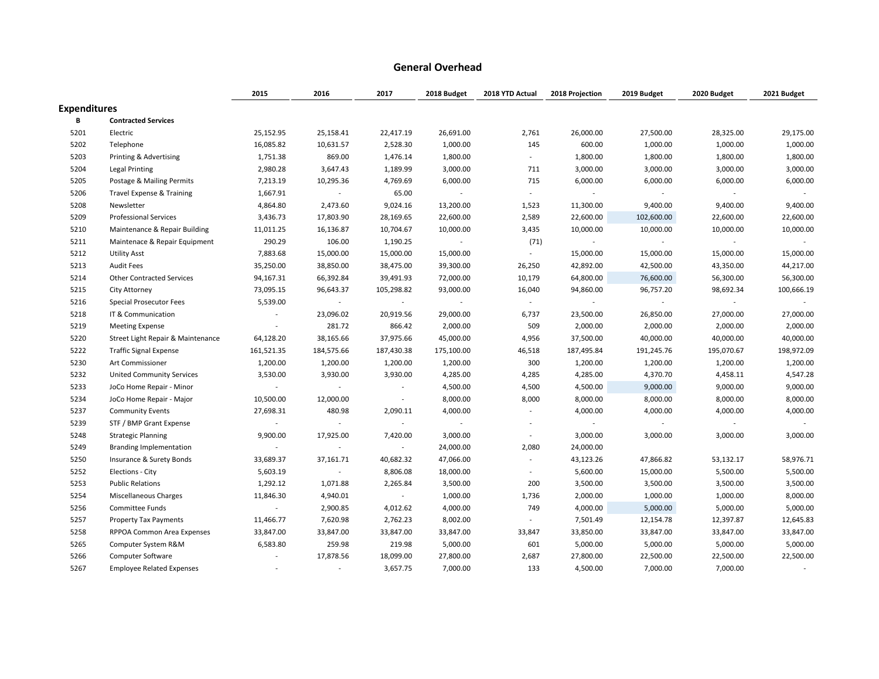# General Overhead

| | | 2015 | 2016 | 2017 | 2018 Budget | 2018 YTD Actual | 2018 Projection | 2019 Budget | 2020 Budget | 2021 Budget |
|---|---|---|---|---|---|---|---|---|---|---|
| **Expenditures** | | | | | | | | | | |
| **B** | **Contracted Services** | | | | | | | | | |
| 5201 | Electric | 25,152.95 | 25,158.41 | 22,417.19 | 26,691.00 | 2,761 | 26,000.00 | 27,500.00 | 28,325.00 | 29,175.00 |
| 5202 | Telephone | 16,085.82 | 10,631.57 | 2,528.30 | 1,000.00 | 145 | 600.00 | 1,000.00 | 1,000.00 | 1,000.00 |
| 5203 | Printing & Advertising | 1,751.38 | 869.00 | 1,476.14 | 1,800.00 | - | 1,800.00 | 1,800.00 | 1,800.00 | 1,800.00 |
| 5204 | Legal Printing | 2,980.28 | 3,647.43 | 1,189.99 | 3,000.00 | 711 | 3,000.00 | 3,000.00 | 3,000.00 | 3,000.00 |
| 5205 | Postage & Mailing Permits | 7,213.19 | 10,295.36 | 4,769.69 | 6,000.00 | 715 | 6,000.00 | 6,000.00 | 6,000.00 | 6,000.00 |
| 5206 | Travel Expense & Training | 1,667.91 | - | 65.00 | - | - | - | - | - | - |
| 5208 | Newsletter | 4,864.80 | 2,473.60 | 9,024.16 | 13,200.00 | 1,523 | 11,300.00 | 9,400.00 | 9,400.00 | 9,400.00 |
| 5209 | Professional Services | 3,436.73 | 17,803.90 | 28,169.65 | 22,600.00 | 2,589 | 22,600.00 | 102,600.00 | 22,600.00 | 22,600.00 |
| 5210 | Maintenance & Repair Building | 11,011.25 | 16,136.87 | 10,704.67 | 10,000.00 | 3,435 | 10,000.00 | 10,000.00 | 10,000.00 | 10,000.00 |
| 5211 | Maintenace & Repair Equipment | 290.29 | 106.00 | 1,190.25 | - | (71) | - | - | - | - |
| 5212 | Utility Asst | 7,883.68 | 15,000.00 | 15,000.00 | 15,000.00 | - | 15,000.00 | 15,000.00 | 15,000.00 | 15,000.00 |
| 5213 | Audit Fees | 35,250.00 | 38,850.00 | 38,475.00 | 39,300.00 | 26,250 | 42,892.00 | 42,500.00 | 43,350.00 | 44,217.00 |
| 5214 | Other Contracted Services | 94,167.31 | 66,392.84 | 39,491.93 | 72,000.00 | 10,179 | 64,800.00 | 76,600.00 | 56,300.00 | 56,300.00 |
| 5215 | City Attorney | 73,095.15 | 96,643.37 | 105,298.82 | 93,000.00 | 16,040 | 94,860.00 | 96,757.20 | 98,692.34 | 100,666.19 |
| 5216 | Special Prosecutor Fees | 5,539.00 | - | - | - | - | - | - | - | - |
| 5218 | IT & Communication | - | 23,096.02 | 20,919.56 | 29,000.00 | 6,737 | 23,500.00 | 26,850.00 | 27,000.00 | 27,000.00 |
| 5219 | Meeting Expense | - | 281.72 | 866.42 | 2,000.00 | 509 | 2,000.00 | 2,000.00 | 2,000.00 | 2,000.00 |
| 5220 | Street Light Repair & Maintenance | 64,128.20 | 38,165.66 | 37,975.66 | 45,000.00 | 4,956 | 37,500.00 | 40,000.00 | 40,000.00 | 40,000.00 |
| 5222 | Traffic Signal Expense | 161,521.35 | 184,575.66 | 187,430.38 | 175,100.00 | 46,518 | 187,495.84 | 191,245.76 | 195,070.67 | 198,972.09 |
| 5230 | Art Commissioner | 1,200.00 | 1,200.00 | 1,200.00 | 1,200.00 | 300 | 1,200.00 | 1,200.00 | 1,200.00 | 1,200.00 |
| 5232 | United Community Services | 3,530.00 | 3,930.00 | 3,930.00 | 4,285.00 | 4,285 | 4,285.00 | 4,370.70 | 4,458.11 | 4,547.28 |
| 5233 | JoCo Home Repair - Minor | - | - | - | 4,500.00 | 4,500 | 4,500.00 | 9,000.00 | 9,000.00 | 9,000.00 |
| 5234 | JoCo Home Repair - Major | 10,500.00 | 12,000.00 | - | 8,000.00 | 8,000 | 8,000.00 | 8,000.00 | 8,000.00 | 8,000.00 |
| 5237 | Community Events | 27,698.31 | 480.98 | 2,090.11 | 4,000.00 | - | 4,000.00 | 4,000.00 | 4,000.00 | 4,000.00 |
| 5239 | STF / BMP Grant Expense | - | - | - | - | - | - | - | - | - |
| 5248 | Strategic Planning | 9,900.00 | 17,925.00 | 7,420.00 | 3,000.00 | - | 3,000.00 | 3,000.00 | 3,000.00 | 3,000.00 |
| 5249 | Branding Implementation | - | - | - | 24,000.00 | 2,080 | 24,000.00 | | | |
| 5250 | Insurance & Surety Bonds | 33,689.37 | 37,161.71 | 40,682.32 | 47,066.00 | - | 43,123.26 | 47,866.82 | 53,132.17 | 58,976.71 |
| 5252 | Elections - City | 5,603.19 | - | 8,806.08 | 18,000.00 | - | 5,600.00 | 15,000.00 | 5,500.00 | 5,500.00 |
| 5253 | Public Relations | 1,292.12 | 1,071.88 | 2,265.84 | 3,500.00 | 200 | 3,500.00 | 3,500.00 | 3,500.00 | 3,500.00 |
| 5254 | Miscellaneous Charges | 11,846.30 | 4,940.01 | - | 1,000.00 | 1,736 | 2,000.00 | 1,000.00 | 1,000.00 | 8,000.00 |
| 5256 | Committee Funds | - | 2,900.85 | 4,012.62 | 4,000.00 | 749 | 4,000.00 | 5,000.00 | 5,000.00 | 5,000.00 |
| 5257 | Property Tax Payments | 11,466.77 | 7,620.98 | 2,762.23 | 8,002.00 | - | 7,501.49 | 12,154.78 | 12,397.87 | 12,645.83 |
| 5258 | RPPOA Common Area Expenses | 33,847.00 | 33,847.00 | 33,847.00 | 33,847.00 | 33,847 | 33,850.00 | 33,847.00 | 33,847.00 | 33,847.00 |
| 5265 | Computer System R&M | 6,583.80 | 259.98 | 219.98 | 5,000.00 | 601 | 5,000.00 | 5,000.00 | 5,000.00 | 5,000.00 |
| 5266 | Computer Software | - | 17,878.56 | 18,099.00 | 27,800.00 | 2,687 | 27,800.00 | 22,500.00 | 22,500.00 | 22,500.00 |
| 5267 | Employee Related Expenses | - | - | 3,657.75 | 7,000.00 | 133 | 4,500.00 | 7,000.00 | 7,000.00 | - |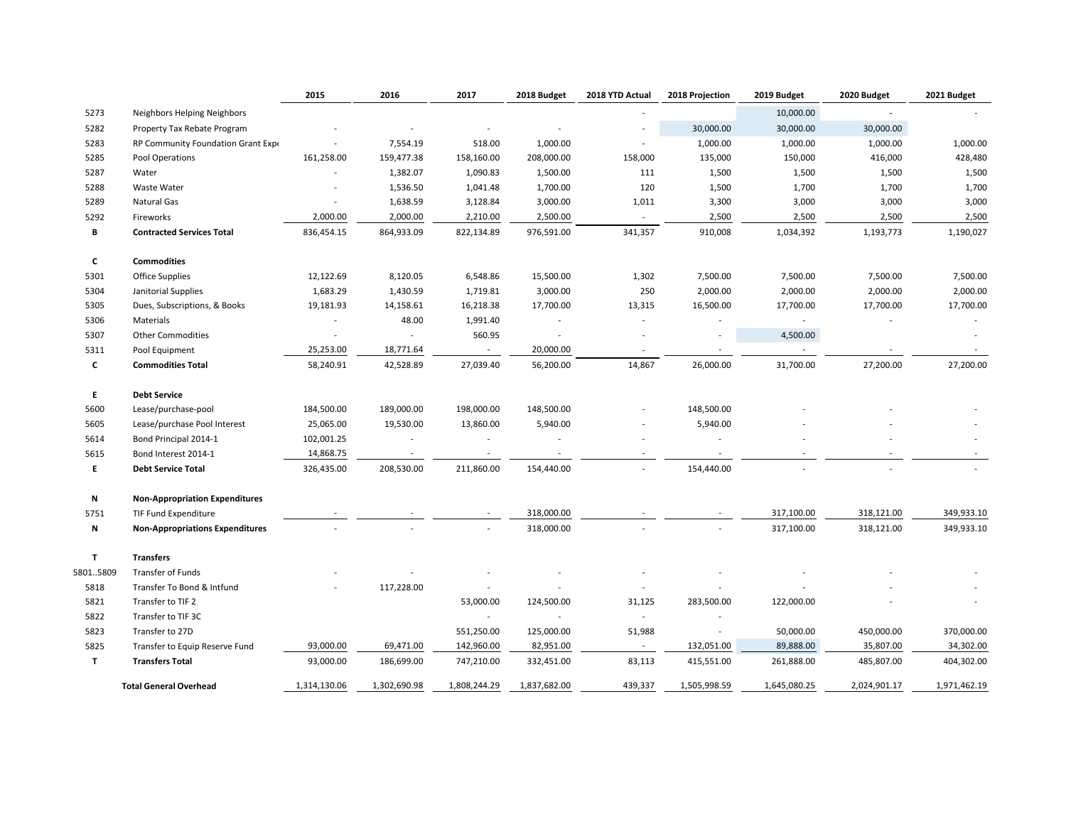| | | 2015 | 2016 | 2017 | 2018 Budget | 2018 YTD Actual | 2018 Projection | 2019 Budget | 2020 Budget | 2021 Budget |
|---|---|---|---|---|---|---|---|---|---|---|
| 5273 | Neighbors Helping Neighbors | | | | | - | | 10,000.00 | - | - |
| 5282 | Property Tax Rebate Program | - | - | - | - | - | 30,000.00 | 30,000.00 | 30,000.00 | |
| 5283 | RP Community Foundation Grant Expe | - | 7,554.19 | 518.00 | 1,000.00 | - | 1,000.00 | 1,000.00 | 1,000.00 | 1,000.00 |
| 5285 | Pool Operations | 161,258.00 | 159,477.38 | 158,160.00 | 208,000.00 | 158,000 | 135,000 | 150,000 | 416,000 | 428,480 |
| 5287 | Water | - | 1,382.07 | 1,090.83 | 1,500.00 | 111 | 1,500 | 1,500 | 1,500 | 1,500 |
| 5288 | Waste Water | - | 1,536.50 | 1,041.48 | 1,700.00 | 120 | 1,500 | 1,700 | 1,700 | 1,700 |
| 5289 | Natural Gas | - | 1,638.59 | 3,128.84 | 3,000.00 | 1,011 | 3,300 | 3,000 | 3,000 | 3,000 |
| 5292 | Fireworks | 2,000.00 | 2,000.00 | 2,210.00 | 2,500.00 | - | 2,500 | 2,500 | 2,500 | 2,500 |
| B | **Contracted Services Total** | 836,454.15 | 864,933.09 | 822,134.89 | 976,591.00 | 341,357 | 910,008 | 1,034,392 | 1,193,773 | 1,190,027 |
| | | | | | | | | | | |
| C | **Commodities** | | | | | | | | | |
| 5301 | Office Supplies | 12,122.69 | 8,120.05 | 6,548.86 | 15,500.00 | 1,302 | 7,500.00 | 7,500.00 | 7,500.00 | 7,500.00 |
| 5304 | Janitorial Supplies | 1,683.29 | 1,430.59 | 1,719.81 | 3,000.00 | 250 | 2,000.00 | 2,000.00 | 2,000.00 | 2,000.00 |
| 5305 | Dues, Subscriptions, & Books | 19,181.93 | 14,158.61 | 16,218.38 | 17,700.00 | 13,315 | 16,500.00 | 17,700.00 | 17,700.00 | 17,700.00 |
| 5306 | Materials | - | 48.00 | 1,991.40 | - | - | - | - | - | - |
| 5307 | Other Commodities | - | - | 560.95 | - | - | - | 4,500.00 | | - |
| 5311 | Pool Equipment | 25,253.00 | 18,771.64 | - | 20,000.00 | - | - | - | - | - |
| C | **Commodities Total** | 58,240.91 | 42,528.89 | 27,039.40 | 56,200.00 | 14,867 | 26,000.00 | 31,700.00 | 27,200.00 | 27,200.00 |
| | | | | | | | | | | |
| E | **Debt Service** | | | | | | | | | |
| 5600 | Lease/purchase-pool | 184,500.00 | 189,000.00 | 198,000.00 | 148,500.00 | - | 148,500.00 | - | - | - |
| 5605 | Lease/purchase Pool Interest | 25,065.00 | 19,530.00 | 13,860.00 | 5,940.00 | - | 5,940.00 | - | - | - |
| 5614 | Bond Principal 2014-1 | 102,001.25 | - | - | - | - | - | - | - | - |
| 5615 | Bond Interest 2014-1 | 14,868.75 | - | - | - | - | - | - | - | - |
| E | **Debt Service Total** | 326,435.00 | 208,530.00 | 211,860.00 | 154,440.00 | - | 154,440.00 | - | - | - |
| | | | | | | | | | | |
| N | **Non-Appropriation Expenditures** | | | | | | | | | |
| 5751 | TIF Fund Expenditure | - | - | - | 318,000.00 | - | - | 317,100.00 | 318,121.00 | 349,933.10 |
| N | **Non-Appropriations Expenditures** | - | - | - | 318,000.00 | - | - | 317,100.00 | 318,121.00 | 349,933.10 |
| | | | | | | | | | | |
| T | **Transfers** | | | | | | | | | |
| 5801..5809 | Transfer of Funds | - | - | - | - | - | - | - | - | - |
| 5818 | Transfer To Bond & Intfund | - | 117,228.00 | - | - | - | - | - | - | - |
| 5821 | Transfer to TIF 2 | | | 53,000.00 | 124,500.00 | 31,125 | 283,500.00 | 122,000.00 | - | - |
| 5822 | Transfer to TIF 3C | | | - | - | - | - | | | |
| 5823 | Transfer to 27D | | | 551,250.00 | 125,000.00 | 51,988 | - | 50,000.00 | 450,000.00 | 370,000.00 |
| 5825 | Transfer to Equip Reserve Fund | 93,000.00 | 69,471.00 | 142,960.00 | 82,951.00 | - | 132,051.00 | 89,888.00 | 35,807.00 | 34,302.00 |
| T | **Transfers Total** | 93,000.00 | 186,699.00 | 747,210.00 | 332,451.00 | 83,113 | 415,551.00 | 261,888.00 | 485,807.00 | 404,302.00 |
| | | | | | | | | | | |
| | **Total General Overhead** | 1,314,130.06 | 1,302,690.98 | 1,808,244.29 | 1,837,682.00 | 439,337 | 1,505,998.59 | 1,645,080.25 | 2,024,901.17 | 1,971,462.19 |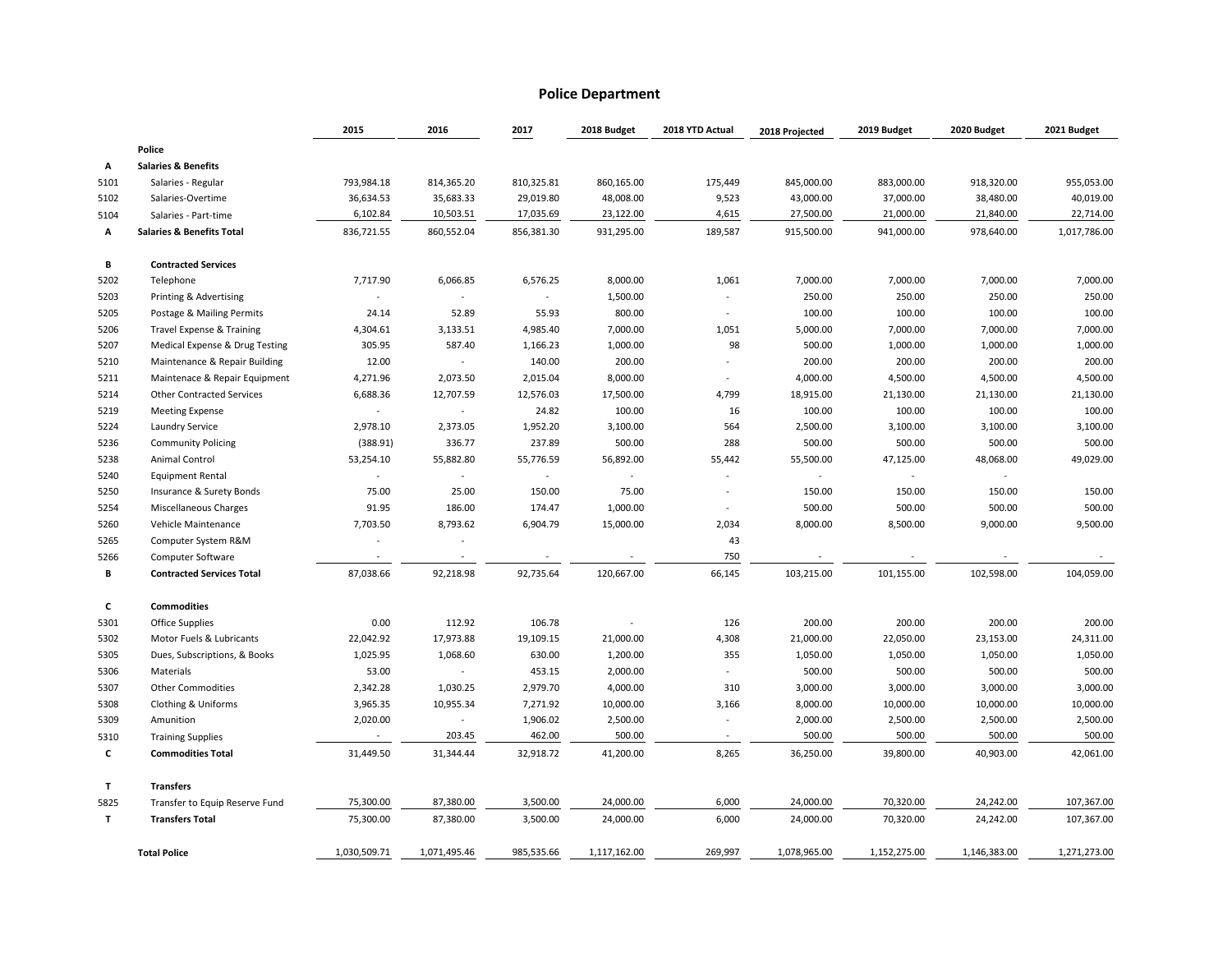# Police Department

| | | 2015 | 2016 | 2017 | 2018 Budget | 2018 YTD Actual | 2018 Projected | 2019 Budget | 2020 Budget | 2021 Budget |
|---|---|---|---|---|---|---|---|---|---|---|
| | **Police** | | | | | | | | | |
| **A** | **Salaries & Benefits** | | | | | | | | | |
| 5101 | Salaries - Regular | 793,984.18 | 814,365.20 | 810,325.81 | 860,165.00 | 175,449 | 845,000.00 | 883,000.00 | 918,320.00 | 955,053.00 |
| 5102 | Salaries-Overtime | 36,634.53 | 35,683.33 | 29,019.80 | 48,008.00 | 9,523 | 43,000.00 | 37,000.00 | 38,480.00 | 40,019.00 |
| 5104 | Salaries - Part-time | 6,102.84 | 10,503.51 | 17,035.69 | 23,122.00 | 4,615 | 27,500.00 | 21,000.00 | 21,840.00 | 22,714.00 |
| **A** | **Salaries & Benefits Total** | 836,721.55 | 860,552.04 | 856,381.30 | 931,295.00 | 189,587 | 915,500.00 | 941,000.00 | 978,640.00 | 1,017,786.00 |
| | | | | | | | | | | |
| **B** | **Contracted Services** | | | | | | | | | |
| 5202 | Telephone | 7,717.90 | 6,066.85 | 6,576.25 | 8,000.00 | 1,061 | 7,000.00 | 7,000.00 | 7,000.00 | 7,000.00 |
| 5203 | Printing & Advertising | - | - | - | 1,500.00 | - | 250.00 | 250.00 | 250.00 | 250.00 |
| 5205 | Postage & Mailing Permits | 24.14 | 52.89 | 55.93 | 800.00 | - | 100.00 | 100.00 | 100.00 | 100.00 |
| 5206 | Travel Expense & Training | 4,304.61 | 3,133.51 | 4,985.40 | 7,000.00 | 1,051 | 5,000.00 | 7,000.00 | 7,000.00 | 7,000.00 |
| 5207 | Medical Expense & Drug Testing | 305.95 | 587.40 | 1,166.23 | 1,000.00 | 98 | 500.00 | 1,000.00 | 1,000.00 | 1,000.00 |
| 5210 | Maintenance & Repair Building | 12.00 | - | 140.00 | 200.00 | - | 200.00 | 200.00 | 200.00 | 200.00 |
| 5211 | Maintenace & Repair Equipment | 4,271.96 | 2,073.50 | 2,015.04 | 8,000.00 | - | 4,000.00 | 4,500.00 | 4,500.00 | 4,500.00 |
| 5214 | Other Contracted Services | 6,688.36 | 12,707.59 | 12,576.03 | 17,500.00 | 4,799 | 18,915.00 | 21,130.00 | 21,130.00 | 21,130.00 |
| 5219 | Meeting Expense | - | - | 24.82 | 100.00 | 16 | 100.00 | 100.00 | 100.00 | 100.00 |
| 5224 | Laundry Service | 2,978.10 | 2,373.05 | 1,952.20 | 3,100.00 | 564 | 2,500.00 | 3,100.00 | 3,100.00 | 3,100.00 |
| 5236 | Community Policing | (388.91) | 336.77 | 237.89 | 500.00 | 288 | 500.00 | 500.00 | 500.00 | 500.00 |
| 5238 | Animal Control | 53,254.10 | 55,882.80 | 55,776.59 | 56,892.00 | 55,442 | 55,500.00 | 47,125.00 | 48,068.00 | 49,029.00 |
| 5240 | Equipment Rental | - | - | - | - | - | - | - | - | |
| 5250 | Insurance & Surety Bonds | 75.00 | 25.00 | 150.00 | 75.00 | - | 150.00 | 150.00 | 150.00 | 150.00 |
| 5254 | Miscellaneous Charges | 91.95 | 186.00 | 174.47 | 1,000.00 | - | 500.00 | 500.00 | 500.00 | 500.00 |
| 5260 | Vehicle Maintenance | 7,703.50 | 8,793.62 | 6,904.79 | 15,000.00 | 2,034 | 8,000.00 | 8,500.00 | 9,000.00 | 9,500.00 |
| 5265 | Computer System R&M | - | - | | | 43 | | | | |
| 5266 | Computer Software | - | - | - | - | 750 | - | - | - | - |
| **B** | **Contracted Services Total** | 87,038.66 | 92,218.98 | 92,735.64 | 120,667.00 | 66,145 | 103,215.00 | 101,155.00 | 102,598.00 | 104,059.00 |
| | | | | | | | | | | |
| **C** | **Commodities** | | | | | | | | | |
| 5301 | Office Supplies | 0.00 | 112.92 | 106.78 | - | 126 | 200.00 | 200.00 | 200.00 | 200.00 |
| 5302 | Motor Fuels & Lubricants | 22,042.92 | 17,973.88 | 19,109.15 | 21,000.00 | 4,308 | 21,000.00 | 22,050.00 | 23,153.00 | 24,311.00 |
| 5305 | Dues, Subscriptions, & Books | 1,025.95 | 1,068.60 | 630.00 | 1,200.00 | 355 | 1,050.00 | 1,050.00 | 1,050.00 | 1,050.00 |
| 5306 | Materials | 53.00 | - | 453.15 | 2,000.00 | - | 500.00 | 500.00 | 500.00 | 500.00 |
| 5307 | Other Commodities | 2,342.28 | 1,030.25 | 2,979.70 | 4,000.00 | 310 | 3,000.00 | 3,000.00 | 3,000.00 | 3,000.00 |
| 5308 | Clothing & Uniforms | 3,965.35 | 10,955.34 | 7,271.92 | 10,000.00 | 3,166 | 8,000.00 | 10,000.00 | 10,000.00 | 10,000.00 |
| 5309 | Amunition | 2,020.00 | - | 1,906.02 | 2,500.00 | - | 2,000.00 | 2,500.00 | 2,500.00 | 2,500.00 |
| 5310 | Training Supplies | - | 203.45 | 462.00 | 500.00 | - | 500.00 | 500.00 | 500.00 | 500.00 |
| **C** | **Commodities Total** | 31,449.50 | 31,344.44 | 32,918.72 | 41,200.00 | 8,265 | 36,250.00 | 39,800.00 | 40,903.00 | 42,061.00 |
| | | | | | | | | | | |
| **T** | **Transfers** | | | | | | | | | |
| 5825 | Transfer to Equip Reserve Fund | 75,300.00 | 87,380.00 | 3,500.00 | 24,000.00 | 6,000 | 24,000.00 | 70,320.00 | 24,242.00 | 107,367.00 |
| **T** | **Transfers Total** | 75,300.00 | 87,380.00 | 3,500.00 | 24,000.00 | 6,000 | 24,000.00 | 70,320.00 | 24,242.00 | 107,367.00 |
| | | | | | | | | | | |
| | **Total Police** | 1,030,509.71 | 1,071,495.46 | 985,535.66 | 1,117,162.00 | 269,997 | 1,078,965.00 | 1,152,275.00 | 1,146,383.00 | 1,271,273.00 |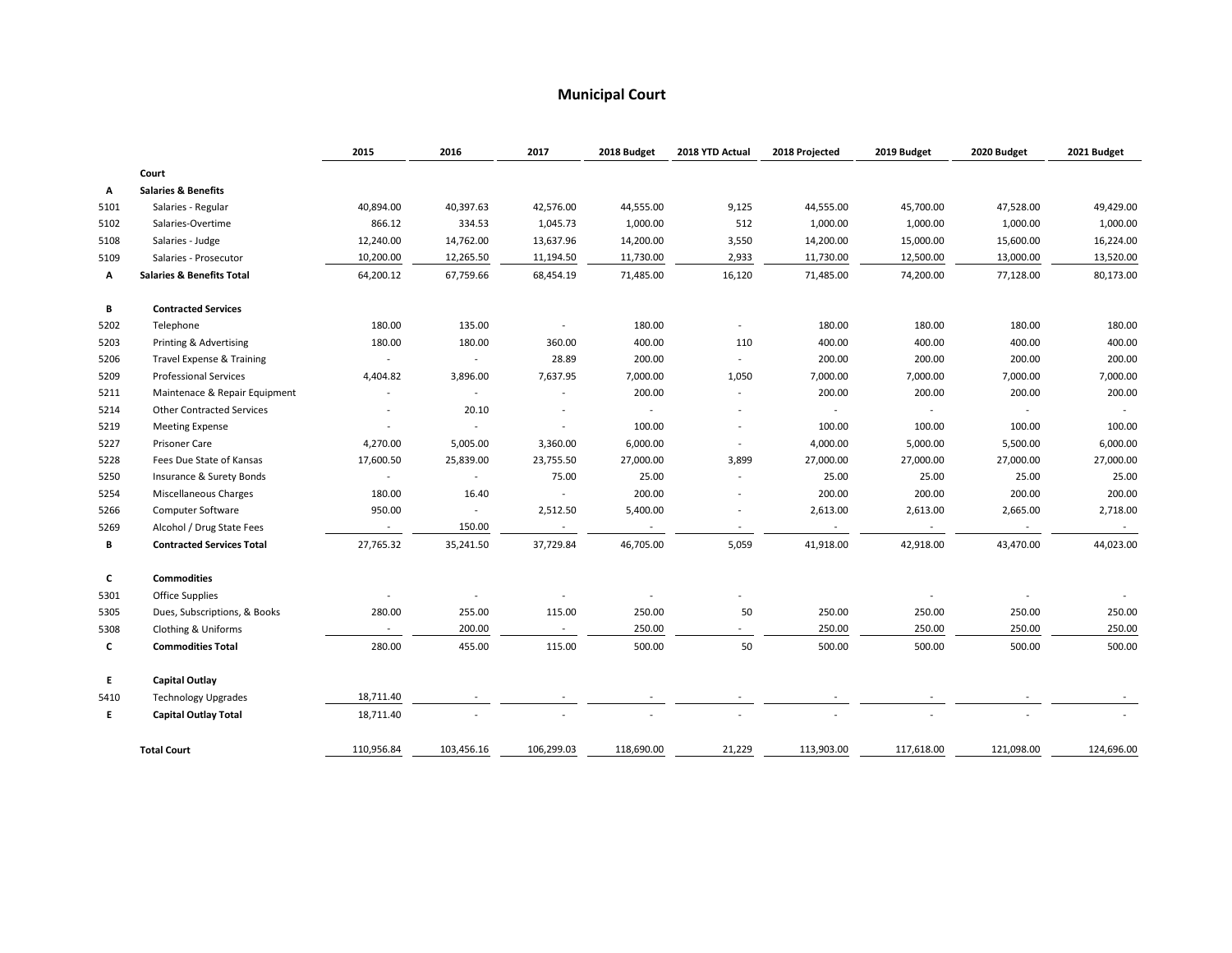# Municipal Court

| | | 2015 | 2016 | 2017 | 2018 Budget | 2018 YTD Actual | 2018 Projected | 2019 Budget | 2020 Budget | 2021 Budget |
|---|---|---|---|---|---|---|---|---|---|---|
| | **Court** | | | | | | | | | |
| **A** | **Salaries & Benefits** | | | | | | | | | |
| 5101 | Salaries - Regular | 40,894.00 | 40,397.63 | 42,576.00 | 44,555.00 | 9,125 | 44,555.00 | 45,700.00 | 47,528.00 | 49,429.00 |
| 5102 | Salaries-Overtime | 866.12 | 334.53 | 1,045.73 | 1,000.00 | 512 | 1,000.00 | 1,000.00 | 1,000.00 | 1,000.00 |
| 5108 | Salaries - Judge | 12,240.00 | 14,762.00 | 13,637.96 | 14,200.00 | 3,550 | 14,200.00 | 15,000.00 | 15,600.00 | 16,224.00 |
| 5109 | Salaries - Prosecutor | 10,200.00 | 12,265.50 | 11,194.50 | 11,730.00 | 2,933 | 11,730.00 | 12,500.00 | 13,000.00 | 13,520.00 |
| **A** | **Salaries & Benefits Total** | 64,200.12 | 67,759.66 | 68,454.19 | 71,485.00 | 16,120 | 71,485.00 | 74,200.00 | 77,128.00 | 80,173.00 |
| | | | | | | | | | | |
| **B** | **Contracted Services** | | | | | | | | | |
| 5202 | Telephone | 180.00 | 135.00 | - | 180.00 | - | 180.00 | 180.00 | 180.00 | 180.00 |
| 5203 | Printing & Advertising | 180.00 | 180.00 | 360.00 | 400.00 | 110 | 400.00 | 400.00 | 400.00 | 400.00 |
| 5206 | Travel Expense & Training | - | - | 28.89 | 200.00 | - | 200.00 | 200.00 | 200.00 | 200.00 |
| 5209 | Professional Services | 4,404.82 | 3,896.00 | 7,637.95 | 7,000.00 | 1,050 | 7,000.00 | 7,000.00 | 7,000.00 | 7,000.00 |
| 5211 | Maintenace & Repair Equipment | - | - | - | 200.00 | - | 200.00 | 200.00 | 200.00 | 200.00 |
| 5214 | Other Contracted Services | - | 20.10 | - | - | - | - | - | - | - |
| 5219 | Meeting Expense | - | - | - | 100.00 | - | 100.00 | 100.00 | 100.00 | 100.00 |
| 5227 | Prisoner Care | 4,270.00 | 5,005.00 | 3,360.00 | 6,000.00 | - | 4,000.00 | 5,000.00 | 5,500.00 | 6,000.00 |
| 5228 | Fees Due State of Kansas | 17,600.50 | 25,839.00 | 23,755.50 | 27,000.00 | 3,899 | 27,000.00 | 27,000.00 | 27,000.00 | 27,000.00 |
| 5250 | Insurance & Surety Bonds | - | - | 75.00 | 25.00 | - | 25.00 | 25.00 | 25.00 | 25.00 |
| 5254 | Miscellaneous Charges | 180.00 | 16.40 | - | 200.00 | - | 200.00 | 200.00 | 200.00 | 200.00 |
| 5266 | Computer Software | 950.00 | - | 2,512.50 | 5,400.00 | - | 2,613.00 | 2,613.00 | 2,665.00 | 2,718.00 |
| 5269 | Alcohol / Drug State Fees | - | 150.00 | - | - | - | - | - | - | - |
| **B** | **Contracted Services Total** | 27,765.32 | 35,241.50 | 37,729.84 | 46,705.00 | 5,059 | 41,918.00 | 42,918.00 | 43,470.00 | 44,023.00 |
| | | | | | | | | | | |
| **C** | **Commodities** | | | | | | | | | |
| 5301 | Office Supplies | - | - | - | - | - | | - | - | - |
| 5305 | Dues, Subscriptions, & Books | 280.00 | 255.00 | 115.00 | 250.00 | 50 | 250.00 | 250.00 | 250.00 | 250.00 |
| 5308 | Clothing & Uniforms | - | 200.00 | - | 250.00 | - | 250.00 | 250.00 | 250.00 | 250.00 |
| **C** | **Commodities Total** | 280.00 | 455.00 | 115.00 | 500.00 | 50 | 500.00 | 500.00 | 500.00 | 500.00 |
| | | | | | | | | | | |
| **E** | **Capital Outlay** | | | | | | | | | |
| 5410 | Technology Upgrades | 18,711.40 | - | - | - | - | - | - | - | - |
| **E** | **Capital Outlay Total** | 18,711.40 | - | - | - | - | - | - | - | - |
| | | | | | | | | | | |
| | **Total Court** | 110,956.84 | 103,456.16 | 106,299.03 | 118,690.00 | 21,229 | 113,903.00 | 117,618.00 | 121,098.00 | 124,696.00 |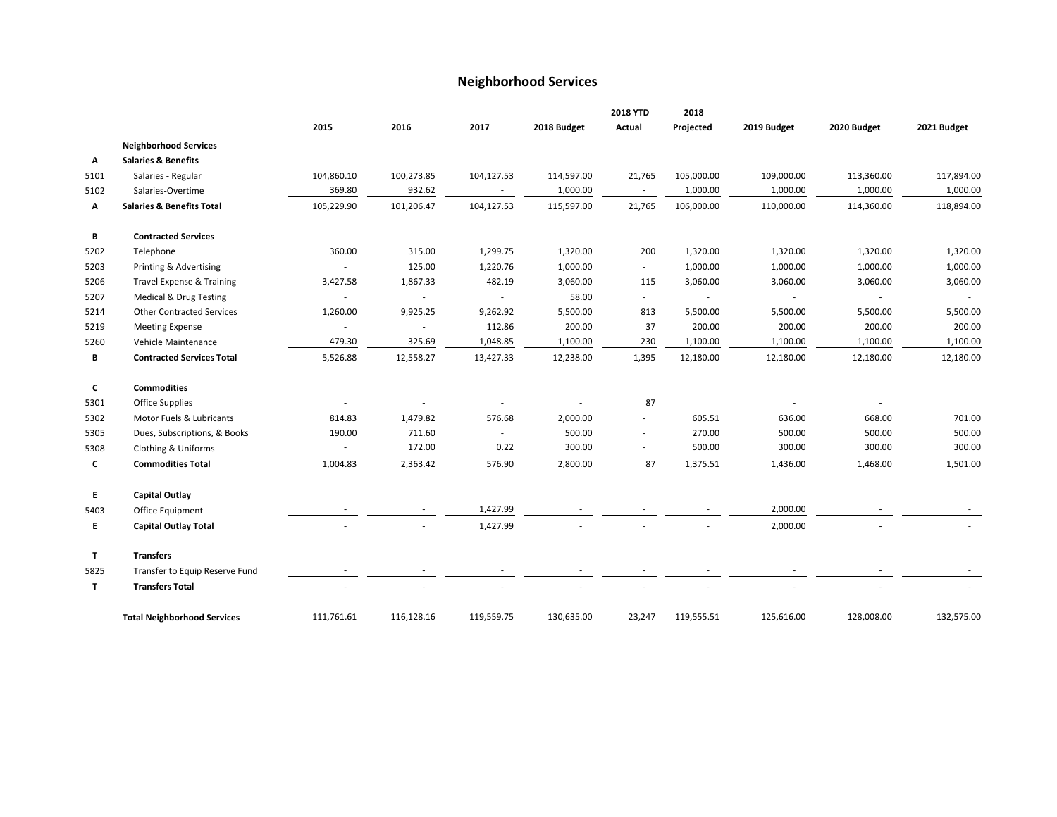# Neighborhood Services

| | | 2015 | 2016 | 2017 | 2018 Budget | 2018 YTD Actual | 2018 Projected | 2019 Budget | 2020 Budget | 2021 Budget |
|---|---|---|---|---|---|---|---|---|---|---|
| | **Neighborhood Services** | | | | | | | | | |
| A | **Salaries & Benefits** | | | | | | | | | |
| 5101 | Salaries - Regular | 104,860.10 | 100,273.85 | 104,127.53 | 114,597.00 | 21,765 | 105,000.00 | 109,000.00 | 113,360.00 | 117,894.00 |
| 5102 | Salaries-Overtime | 369.80 | 932.62 | - | 1,000.00 | - | 1,000.00 | 1,000.00 | 1,000.00 | 1,000.00 |
| A | **Salaries & Benefits Total** | 105,229.90 | 101,206.47 | 104,127.53 | 115,597.00 | 21,765 | 106,000.00 | 110,000.00 | 114,360.00 | 118,894.00 |
| B | **Contracted Services** | | | | | | | | | |
| 5202 | Telephone | 360.00 | 315.00 | 1,299.75 | 1,320.00 | 200 | 1,320.00 | 1,320.00 | 1,320.00 | 1,320.00 |
| 5203 | Printing & Advertising | - | 125.00 | 1,220.76 | 1,000.00 | - | 1,000.00 | 1,000.00 | 1,000.00 | 1,000.00 |
| 5206 | Travel Expense & Training | 3,427.58 | 1,867.33 | 482.19 | 3,060.00 | 115 | 3,060.00 | 3,060.00 | 3,060.00 | 3,060.00 |
| 5207 | Medical & Drug Testing | - | - | - | 58.00 | - | - | - | - | - |
| 5214 | Other Contracted Services | 1,260.00 | 9,925.25 | 9,262.92 | 5,500.00 | 813 | 5,500.00 | 5,500.00 | 5,500.00 | 5,500.00 |
| 5219 | Meeting Expense | - | - | 112.86 | 200.00 | 37 | 200.00 | 200.00 | 200.00 | 200.00 |
| 5260 | Vehicle Maintenance | 479.30 | 325.69 | 1,048.85 | 1,100.00 | 230 | 1,100.00 | 1,100.00 | 1,100.00 | 1,100.00 |
| B | **Contracted Services Total** | 5,526.88 | 12,558.27 | 13,427.33 | 12,238.00 | 1,395 | 12,180.00 | 12,180.00 | 12,180.00 | 12,180.00 |
| C | **Commodities** | | | | | | | | | |
| 5301 | Office Supplies | - | - | - | - | 87 | | - | - | |
| 5302 | Motor Fuels & Lubricants | 814.83 | 1,479.82 | 576.68 | 2,000.00 | - | 605.51 | 636.00 | 668.00 | 701.00 |
| 5305 | Dues, Subscriptions, & Books | 190.00 | 711.60 | - | 500.00 | - | 270.00 | 500.00 | 500.00 | 500.00 |
| 5308 | Clothing & Uniforms | - | 172.00 | 0.22 | 300.00 | - | 500.00 | 300.00 | 300.00 | 300.00 |
| C | **Commodities Total** | 1,004.83 | 2,363.42 | 576.90 | 2,800.00 | 87 | 1,375.51 | 1,436.00 | 1,468.00 | 1,501.00 |
| E | **Capital Outlay** | | | | | | | | | |
| 5403 | Office Equipment | - | - | 1,427.99 | - | - | - | 2,000.00 | - | - |
| E | **Capital Outlay Total** | - | - | 1,427.99 | - | - | - | 2,000.00 | - | - |
| T | **Transfers** | | | | | | | | | |
| 5825 | Transfer to Equip Reserve Fund | - | - | - | - | - | - | - | - | - |
| T | **Transfers Total** | - | - | - | - | - | - | - | - | - |
| | **Total Neighborhood Services** | 111,761.61 | 116,128.16 | 119,559.75 | 130,635.00 | 23,247 | 119,555.51 | 125,616.00 | 128,008.00 | 132,575.00 |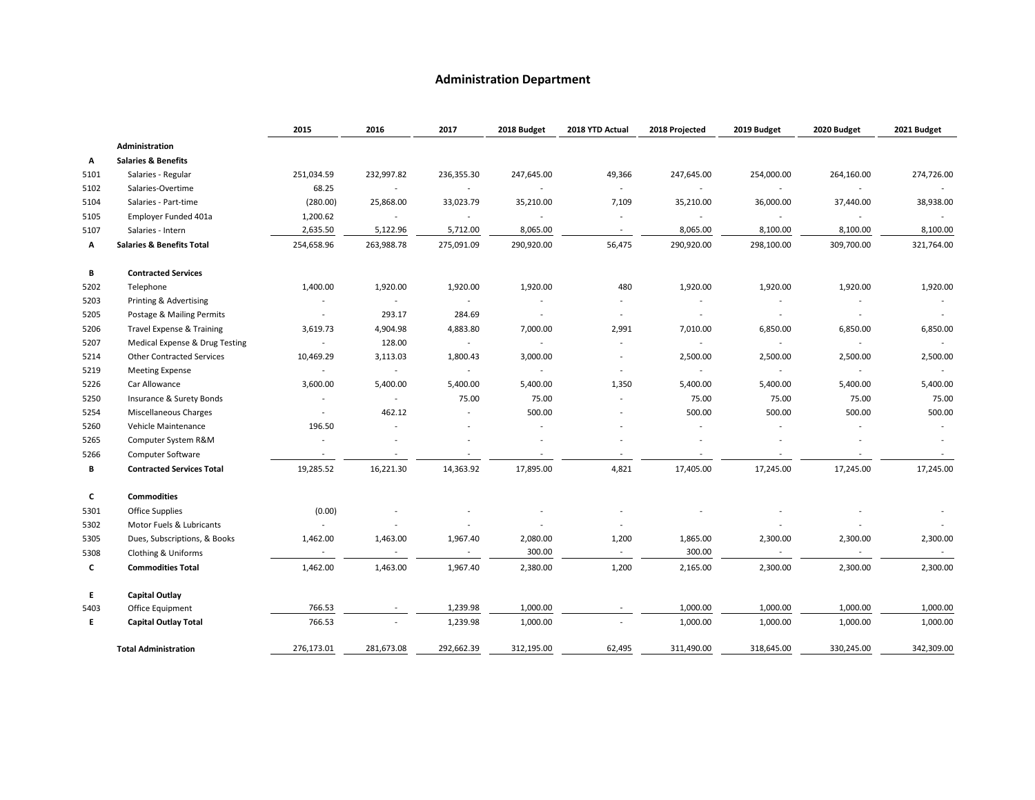# Administration Department

| | | 2015 | 2016 | 2017 | 2018 Budget | 2018 YTD Actual | 2018 Projected | 2019 Budget | 2020 Budget | 2021 Budget |
|---|---|---|---|---|---|---|---|---|---|---|
| | **Administration** | | | | | | | | | |
| **A** | **Salaries & Benefits** | | | | | | | | | |
| 5101 | Salaries - Regular | 251,034.59 | 232,997.82 | 236,355.30 | 247,645.00 | 49,366 | 247,645.00 | 254,000.00 | 264,160.00 | 274,726.00 |
| 5102 | Salaries-Overtime | 68.25 | - | - | - | - | - | - | - | - |
| 5104 | Salaries - Part-time | (280.00) | 25,868.00 | 33,023.79 | 35,210.00 | 7,109 | 35,210.00 | 36,000.00 | 37,440.00 | 38,938.00 |
| 5105 | Employer Funded 401a | 1,200.62 | - | - | - | - | - | - | - | - |
| 5107 | Salaries - Intern | 2,635.50 | 5,122.96 | 5,712.00 | 8,065.00 | - | 8,065.00 | 8,100.00 | 8,100.00 | 8,100.00 |
| **A** | **Salaries & Benefits Total** | 254,658.96 | 263,988.78 | 275,091.09 | 290,920.00 | 56,475 | 290,920.00 | 298,100.00 | 309,700.00 | 321,764.00 |
| | | | | | | | | | | |
| **B** | **Contracted Services** | | | | | | | | | |
| 5202 | Telephone | 1,400.00 | 1,920.00 | 1,920.00 | 1,920.00 | 480 | 1,920.00 | 1,920.00 | 1,920.00 | 1,920.00 |
| 5203 | Printing & Advertising | - | - | - | - | - | - | - | - | - |
| 5205 | Postage & Mailing Permits | - | 293.17 | 284.69 | - | - | - | - | - | - |
| 5206 | Travel Expense & Training | 3,619.73 | 4,904.98 | 4,883.80 | 7,000.00 | 2,991 | 7,010.00 | 6,850.00 | 6,850.00 | 6,850.00 |
| 5207 | Medical Expense & Drug Testing | - | 128.00 | - | - | - | - | - | - | - |
| 5214 | Other Contracted Services | 10,469.29 | 3,113.03 | 1,800.43 | 3,000.00 | - | 2,500.00 | 2,500.00 | 2,500.00 | 2,500.00 |
| 5219 | Meeting Expense | - | - | - | - | - | - | - | - | - |
| 5226 | Car Allowance | 3,600.00 | 5,400.00 | 5,400.00 | 5,400.00 | 1,350 | 5,400.00 | 5,400.00 | 5,400.00 | 5,400.00 |
| 5250 | Insurance & Surety Bonds | - | - | 75.00 | 75.00 | - | 75.00 | 75.00 | 75.00 | 75.00 |
| 5254 | Miscellaneous Charges | - | 462.12 | - | 500.00 | - | 500.00 | 500.00 | 500.00 | 500.00 |
| 5260 | Vehicle Maintenance | 196.50 | - | - | - | - | - | - | - | - |
| 5265 | Computer System R&M | - | - | - | - | - | - | - | - | - |
| 5266 | Computer Software | - | - | - | - | - | - | - | - | - |
| **B** | **Contracted Services Total** | 19,285.52 | 16,221.30 | 14,363.92 | 17,895.00 | 4,821 | 17,405.00 | 17,245.00 | 17,245.00 | 17,245.00 |
| | | | | | | | | | | |
| **C** | **Commodities** | | | | | | | | | |
| 5301 | Office Supplies | (0.00) | - | - | - | - | - | - | - | - |
| 5302 | Motor Fuels & Lubricants | - | - | - | - | - | | - | - | - |
| 5305 | Dues, Subscriptions, & Books | 1,462.00 | 1,463.00 | 1,967.40 | 2,080.00 | 1,200 | 1,865.00 | 2,300.00 | 2,300.00 | 2,300.00 |
| 5308 | Clothing & Uniforms | - | - | - | 300.00 | - | 300.00 | - | - | - |
| **C** | **Commodities Total** | 1,462.00 | 1,463.00 | 1,967.40 | 2,380.00 | 1,200 | 2,165.00 | 2,300.00 | 2,300.00 | 2,300.00 |
| | | | | | | | | | | |
| **E** | **Capital Outlay** | | | | | | | | | |
| 5403 | Office Equipment | 766.53 | - | 1,239.98 | 1,000.00 | - | 1,000.00 | 1,000.00 | 1,000.00 | 1,000.00 |
| **E** | **Capital Outlay Total** | 766.53 | - | 1,239.98 | 1,000.00 | - | 1,000.00 | 1,000.00 | 1,000.00 | 1,000.00 |
| | | | | | | | | | | |
| | **Total Administration** | 276,173.01 | 281,673.08 | 292,662.39 | 312,195.00 | 62,495 | 311,490.00 | 318,645.00 | 330,245.00 | 342,309.00 |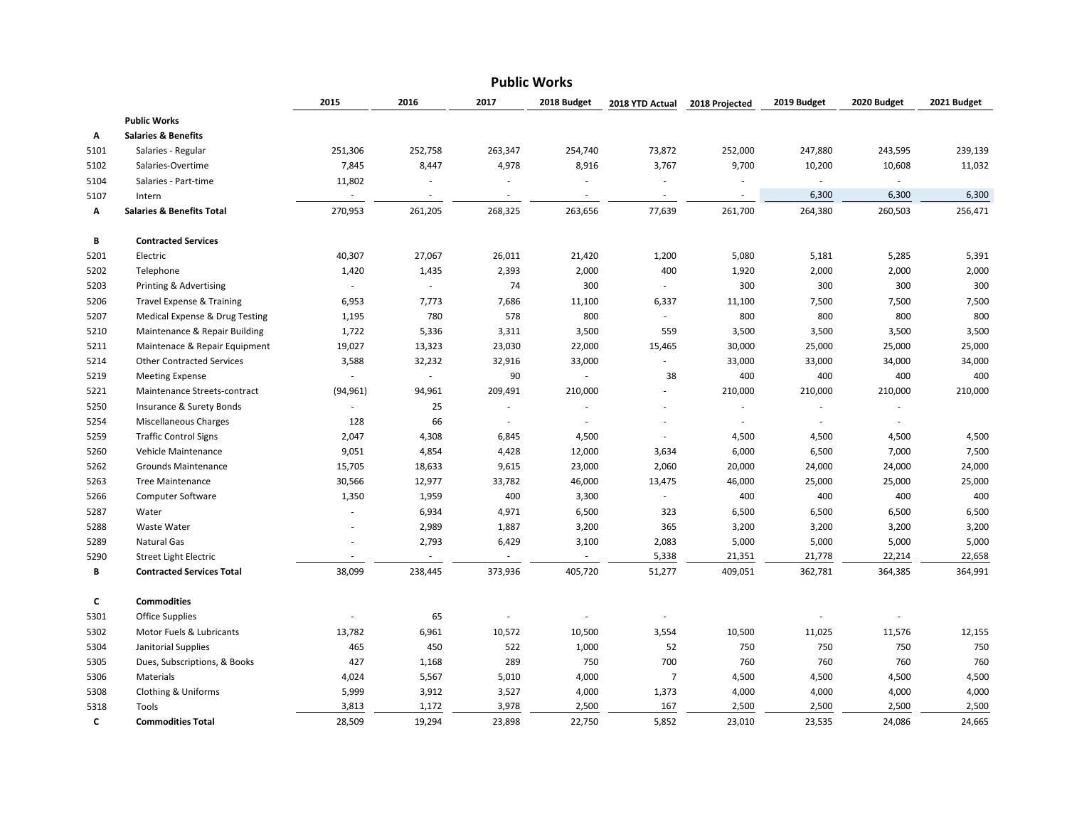# Public Works

| | | 2015 | 2016 | 2017 | 2018 Budget | 2018 YTD Actual | 2018 Projected | 2019 Budget | 2020 Budget | 2021 Budget |
|---|---|---|---|---|---|---|---|---|---|---|
| | **Public Works** | | | | | | | | | |
| **A** | **Salaries & Benefits** | | | | | | | | | |
| 5101 | Salaries - Regular | 251,306 | 252,758 | 263,347 | 254,740 | 73,872 | 252,000 | 247,880 | 243,595 | 239,139 |
| 5102 | Salaries-Overtime | 7,845 | 8,447 | 4,978 | 8,916 | 3,767 | 9,700 | 10,200 | 10,608 | 11,032 |
| 5104 | Salaries - Part-time | 11,802 | - | - | - | - | - | - | - | |
| 5107 | Intern | - | - | - | - | - | - | 6,300 | 6,300 | 6,300 |
| **A** | **Salaries & Benefits Total** | 270,953 | 261,205 | 268,325 | 263,656 | 77,639 | 261,700 | 264,380 | 260,503 | 256,471 |
| | | | | | | | | | | |
| **B** | **Contracted Services** | | | | | | | | | |
| 5201 | Electric | 40,307 | 27,067 | 26,011 | 21,420 | 1,200 | 5,080 | 5,181 | 5,285 | 5,391 |
| 5202 | Telephone | 1,420 | 1,435 | 2,393 | 2,000 | 400 | 1,920 | 2,000 | 2,000 | 2,000 |
| 5203 | Printing & Advertising | - | - | 74 | 300 | - | 300 | 300 | 300 | 300 |
| 5206 | Travel Expense & Training | 6,953 | 7,773 | 7,686 | 11,100 | 6,337 | 11,100 | 7,500 | 7,500 | 7,500 |
| 5207 | Medical Expense & Drug Testing | 1,195 | 780 | 578 | 800 | - | 800 | 800 | 800 | 800 |
| 5210 | Maintenance & Repair Building | 1,722 | 5,336 | 3,311 | 3,500 | 559 | 3,500 | 3,500 | 3,500 | 3,500 |
| 5211 | Maintenace & Repair Equipment | 19,027 | 13,323 | 23,030 | 22,000 | 15,465 | 30,000 | 25,000 | 25,000 | 25,000 |
| 5214 | Other Contracted Services | 3,588 | 32,232 | 32,916 | 33,000 | - | 33,000 | 33,000 | 34,000 | 34,000 |
| 5219 | Meeting Expense | - | - | 90 | - | 38 | 400 | 400 | 400 | 400 |
| 5221 | Maintenance Streets-contract | (94,961) | 94,961 | 209,491 | 210,000 | - | 210,000 | 210,000 | 210,000 | 210,000 |
| 5250 | Insurance & Surety Bonds | - | 25 | - | - | - | - | - | - | |
| 5254 | Miscellaneous Charges | 128 | 66 | - | - | - | - | - | - | |
| 5259 | Traffic Control Signs | 2,047 | 4,308 | 6,845 | 4,500 | - | 4,500 | 4,500 | 4,500 | 4,500 |
| 5260 | Vehicle Maintenance | 9,051 | 4,854 | 4,428 | 12,000 | 3,634 | 6,000 | 6,500 | 7,000 | 7,500 |
| 5262 | Grounds Maintenance | 15,705 | 18,633 | 9,615 | 23,000 | 2,060 | 20,000 | 24,000 | 24,000 | 24,000 |
| 5263 | Tree Maintenance | 30,566 | 12,977 | 33,782 | 46,000 | 13,475 | 46,000 | 25,000 | 25,000 | 25,000 |
| 5266 | Computer Software | 1,350 | 1,959 | 400 | 3,300 | - | 400 | 400 | 400 | 400 |
| 5287 | Water | - | 6,934 | 4,971 | 6,500 | 323 | 6,500 | 6,500 | 6,500 | 6,500 |
| 5288 | Waste Water | - | 2,989 | 1,887 | 3,200 | 365 | 3,200 | 3,200 | 3,200 | 3,200 |
| 5289 | Natural Gas | - | 2,793 | 6,429 | 3,100 | 2,083 | 5,000 | 5,000 | 5,000 | 5,000 |
| 5290 | Street Light Electric | - | - | - | - | 5,338 | 21,351 | 21,778 | 22,214 | 22,658 |
| **B** | **Contracted Services Total** | 38,099 | 238,445 | 373,936 | 405,720 | 51,277 | 409,051 | 362,781 | 364,385 | 364,991 |
| | | | | | | | | | | |
| **C** | **Commodities** | | | | | | | | | |
| 5301 | Office Supplies | - | 65 | - | - | - | | - | - | |
| 5302 | Motor Fuels & Lubricants | 13,782 | 6,961 | 10,572 | 10,500 | 3,554 | 10,500 | 11,025 | 11,576 | 12,155 |
| 5304 | Janitorial Supplies | 465 | 450 | 522 | 1,000 | 52 | 750 | 750 | 750 | 750 |
| 5305 | Dues, Subscriptions, & Books | 427 | 1,168 | 289 | 750 | 700 | 760 | 760 | 760 | 760 |
| 5306 | Materials | 4,024 | 5,567 | 5,010 | 4,000 | 7 | 4,500 | 4,500 | 4,500 | 4,500 |
| 5308 | Clothing & Uniforms | 5,999 | 3,912 | 3,527 | 4,000 | 1,373 | 4,000 | 4,000 | 4,000 | 4,000 |
| 5318 | Tools | 3,813 | 1,172 | 3,978 | 2,500 | 167 | 2,500 | 2,500 | 2,500 | 2,500 |
| **C** | **Commodities Total** | 28,509 | 19,294 | 23,898 | 22,750 | 5,852 | 23,010 | 23,535 | 24,086 | 24,665 |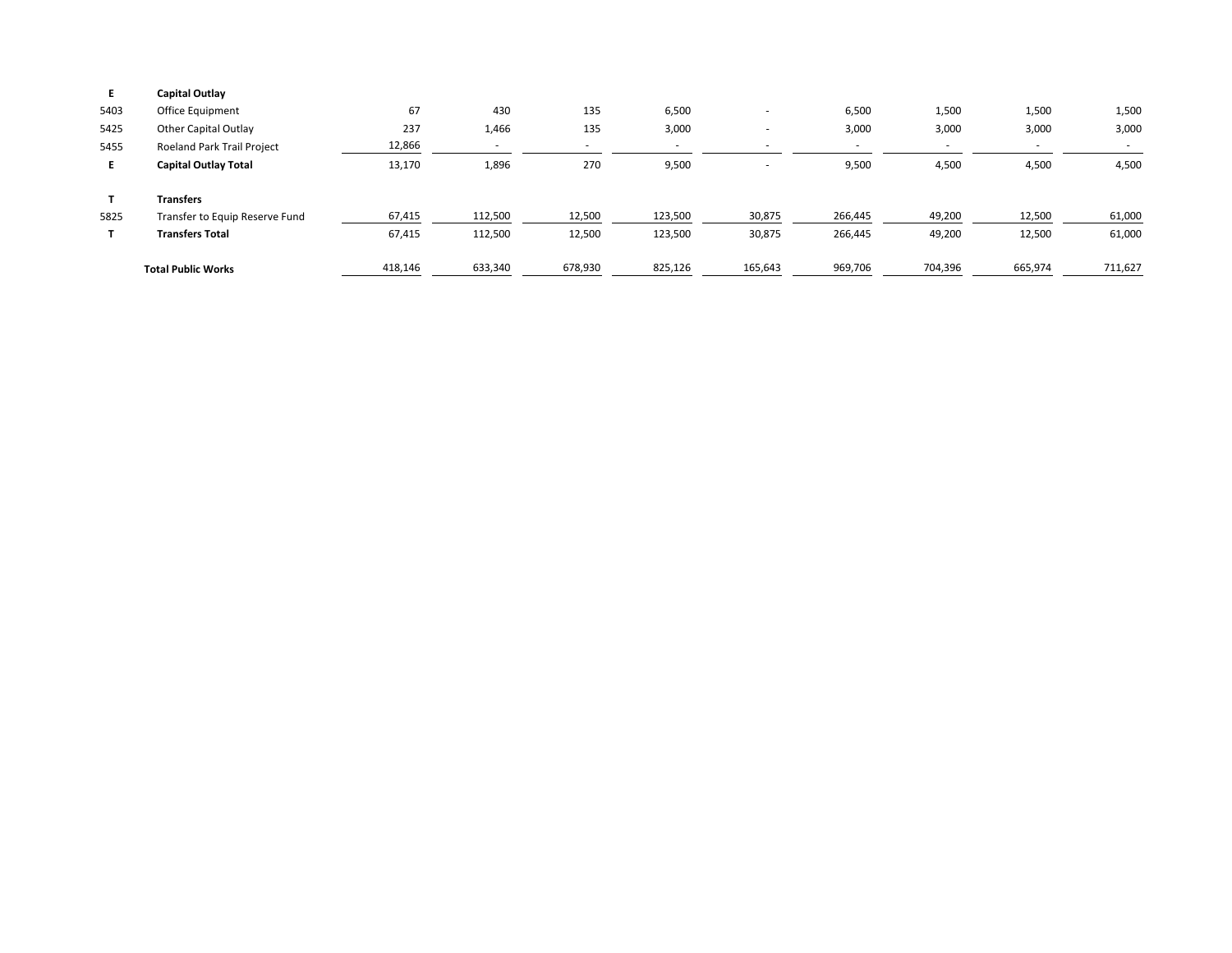| | | | | | | | | | | |
|---|---|---|---|---|---|---|---|---|---|---|
| **E** | **Capital Outlay** | | | | | | | | | |
| 5403 | Office Equipment | 67 | 430 | 135 | 6,500 | - | 6,500 | 1,500 | 1,500 | 1,500 |
| 5425 | Other Capital Outlay | 237 | 1,466 | 135 | 3,000 | - | 3,000 | 3,000 | 3,000 | 3,000 |
| 5455 | Roeland Park Trail Project | 12,866 | - | - | - | - | - | - | - | - |
| **E** | **Capital Outlay Total** | 13,170 | 1,896 | 270 | 9,500 | - | 9,500 | 4,500 | 4,500 | 4,500 |
| **T** | **Transfers** | | | | | | | | | |
| 5825 | Transfer to Equip Reserve Fund | 67,415 | 112,500 | 12,500 | 123,500 | 30,875 | 266,445 | 49,200 | 12,500 | 61,000 |
| **T** | **Transfers Total** | 67,415 | 112,500 | 12,500 | 123,500 | 30,875 | 266,445 | 49,200 | 12,500 | 61,000 |
| | **Total Public Works** | 418,146 | 633,340 | 678,930 | 825,126 | 165,643 | 969,706 | 704,396 | 665,974 | 711,627 |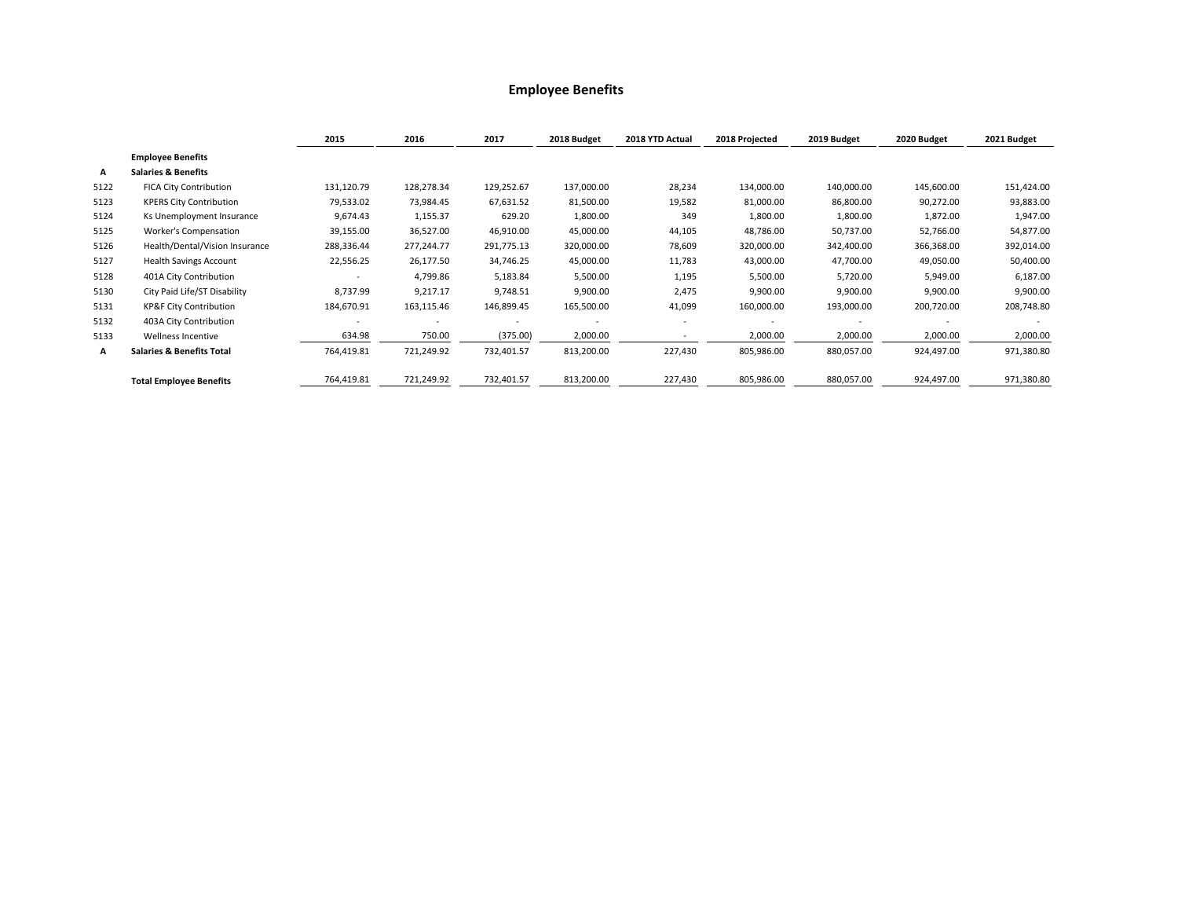# Employee Benefits

| | | 2015 | 2016 | 2017 | 2018 Budget | 2018 YTD Actual | 2018 Projected | 2019 Budget | 2020 Budget | 2021 Budget |
|---|---|---|---|---|---|---|---|---|---|---|
| | **Employee Benefits** | | | | | | | | | |
| A | **Salaries & Benefits** | | | | | | | | | |
| 5122 | FICA City Contribution | 131,120.79 | 128,278.34 | 129,252.67 | 137,000.00 | 28,234 | 134,000.00 | 140,000.00 | 145,600.00 | 151,424.00 |
| 5123 | KPERS City Contribution | 79,533.02 | 73,984.45 | 67,631.52 | 81,500.00 | 19,582 | 81,000.00 | 86,800.00 | 90,272.00 | 93,883.00 |
| 5124 | Ks Unemployment Insurance | 9,674.43 | 1,155.37 | 629.20 | 1,800.00 | 349 | 1,800.00 | 1,800.00 | 1,872.00 | 1,947.00 |
| 5125 | Worker's Compensation | 39,155.00 | 36,527.00 | 46,910.00 | 45,000.00 | 44,105 | 48,786.00 | 50,737.00 | 52,766.00 | 54,877.00 |
| 5126 | Health/Dental/Vision Insurance | 288,336.44 | 277,244.77 | 291,775.13 | 320,000.00 | 78,609 | 320,000.00 | 342,400.00 | 366,368.00 | 392,014.00 |
| 5127 | Health Savings Account | 22,556.25 | 26,177.50 | 34,746.25 | 45,000.00 | 11,783 | 43,000.00 | 47,700.00 | 49,050.00 | 50,400.00 |
| 5128 | 401A City Contribution | - | 4,799.86 | 5,183.84 | 5,500.00 | 1,195 | 5,500.00 | 5,720.00 | 5,949.00 | 6,187.00 |
| 5130 | City Paid Life/ST Disability | 8,737.99 | 9,217.17 | 9,748.51 | 9,900.00 | 2,475 | 9,900.00 | 9,900.00 | 9,900.00 | 9,900.00 |
| 5131 | KP&F City Contribution | 184,670.91 | 163,115.46 | 146,899.45 | 165,500.00 | 41,099 | 160,000.00 | 193,000.00 | 200,720.00 | 208,748.80 |
| 5132 | 403A City Contribution | - | - | - | - | - | - | - | - | - |
| 5133 | Wellness Incentive | 634.98 | 750.00 | (375.00) | 2,000.00 | - | 2,000.00 | 2,000.00 | 2,000.00 | 2,000.00 |
| A | **Salaries & Benefits Total** | 764,419.81 | 721,249.92 | 732,401.57 | 813,200.00 | 227,430 | 805,986.00 | 880,057.00 | 924,497.00 | 971,380.80 |
| | **Total Employee Benefits** | 764,419.81 | 721,249.92 | 732,401.57 | 813,200.00 | 227,430 | 805,986.00 | 880,057.00 | 924,497.00 | 971,380.80 |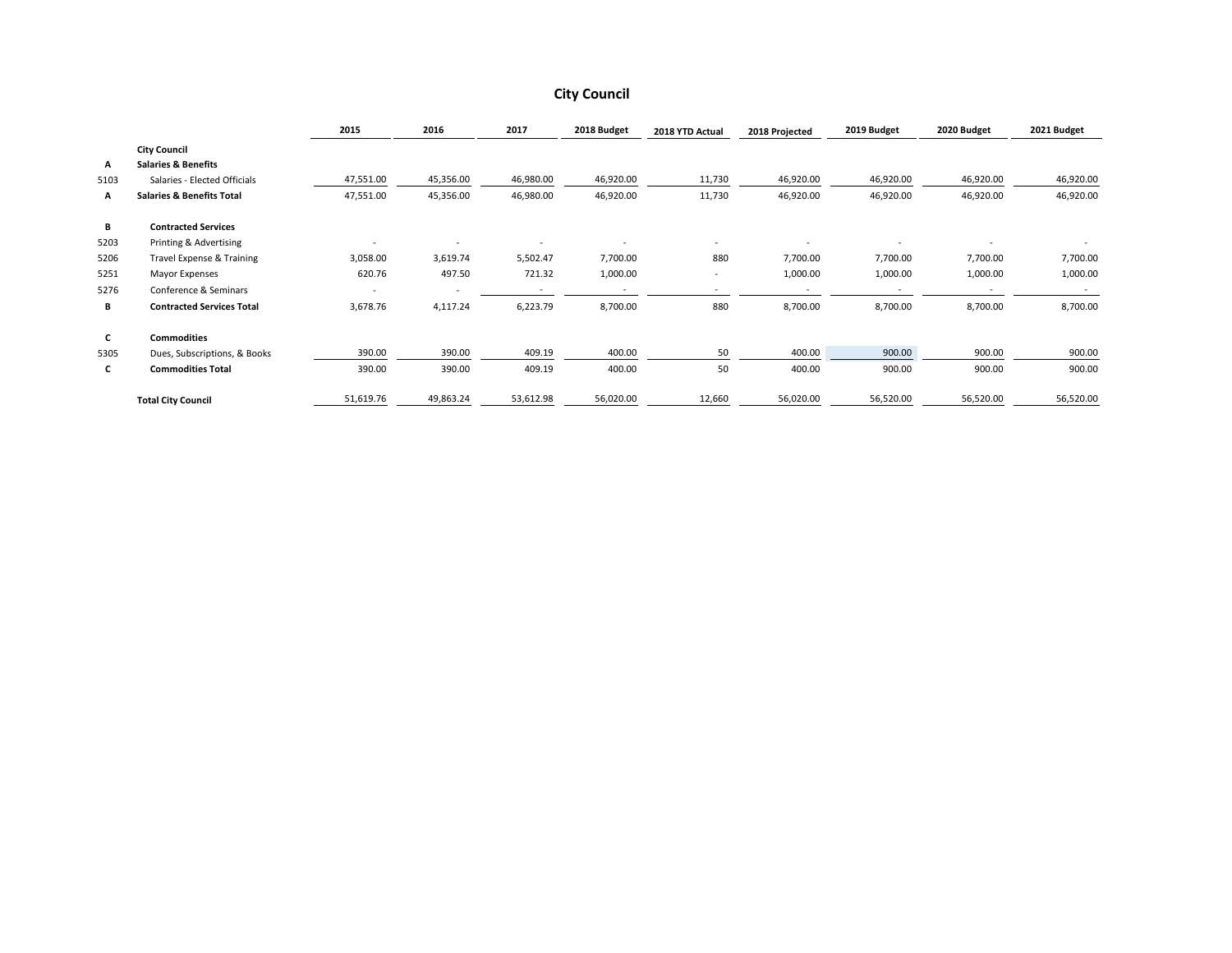# City Council

| | | 2015 | 2016 | 2017 | 2018 Budget | 2018 YTD Actual | 2018 Projected | 2019 Budget | 2020 Budget | 2021 Budget |
|---|---|---|---|---|---|---|---|---|---|---|
| | **City Council** | | | | | | | | | |
| **A** | **Salaries & Benefits** | | | | | | | | | |
| 5103 | Salaries - Elected Officials | 47,551.00 | 45,356.00 | 46,980.00 | 46,920.00 | 11,730 | 46,920.00 | 46,920.00 | 46,920.00 | 46,920.00 |
| **A** | **Salaries & Benefits Total** | 47,551.00 | 45,356.00 | 46,980.00 | 46,920.00 | 11,730 | 46,920.00 | 46,920.00 | 46,920.00 | 46,920.00 |
| | | | | | | | | | | |
| **B** | **Contracted Services** | | | | | | | | | |
| 5203 | Printing & Advertising | - | - | - | - | - | - | - | - | - |
| 5206 | Travel Expense & Training | 3,058.00 | 3,619.74 | 5,502.47 | 7,700.00 | 880 | 7,700.00 | 7,700.00 | 7,700.00 | 7,700.00 |
| 5251 | Mayor Expenses | 620.76 | 497.50 | 721.32 | 1,000.00 | - | 1,000.00 | 1,000.00 | 1,000.00 | 1,000.00 |
| 5276 | Conference & Seminars | - | - | - | - | - | - | - | - | - |
| **B** | **Contracted Services Total** | 3,678.76 | 4,117.24 | 6,223.79 | 8,700.00 | 880 | 8,700.00 | 8,700.00 | 8,700.00 | 8,700.00 |
| | | | | | | | | | | |
| **C** | **Commodities** | | | | | | | | | |
| 5305 | Dues, Subscriptions, & Books | 390.00 | 390.00 | 409.19 | 400.00 | 50 | 400.00 | 900.00 | 900.00 | 900.00 |
| **C** | **Commodities Total** | 390.00 | 390.00 | 409.19 | 400.00 | 50 | 400.00 | 900.00 | 900.00 | 900.00 |
| | | | | | | | | | | |
| | **Total City Council** | 51,619.76 | 49,863.24 | 53,612.98 | 56,020.00 | 12,660 | 56,020.00 | 56,520.00 | 56,520.00 | 56,520.00 |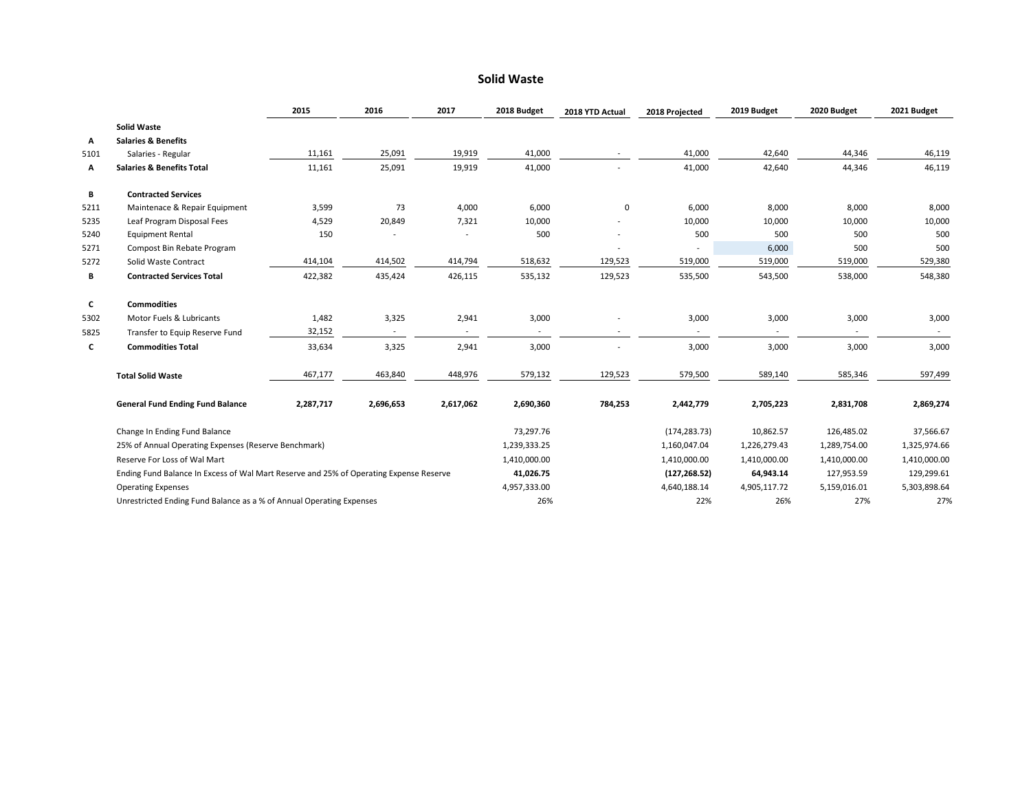# Solid Waste

| | | 2015 | 2016 | 2017 | 2018 Budget | 2018 YTD Actual | 2018 Projected | 2019 Budget | 2020 Budget | 2021 Budget |
|---|---|---|---|---|---|---|---|---|---|---|
| | **Solid Waste** | | | | | | | | | |
| **A** | **Salaries & Benefits** | | | | | | | | | |
| 5101 | Salaries - Regular | 11,161 | 25,091 | 19,919 | 41,000 | - | 41,000 | 42,640 | 44,346 | 46,119 |
| **A** | **Salaries & Benefits Total** | 11,161 | 25,091 | 19,919 | 41,000 | - | 41,000 | 42,640 | 44,346 | 46,119 |
| | | | | | | | | | | |
| **B** | **Contracted Services** | | | | | | | | | |
| 5211 | Maintenace & Repair Equipment | 3,599 | 73 | 4,000 | 6,000 | 0 | 6,000 | 8,000 | 8,000 | 8,000 |
| 5235 | Leaf Program Disposal Fees | 4,529 | 20,849 | 7,321 | 10,000 | - | 10,000 | 10,000 | 10,000 | 10,000 |
| 5240 | Equipment Rental | 150 | - | - | 500 | - | 500 | 500 | 500 | 500 |
| 5271 | Compost Bin Rebate Program | | | | | - | - | 6,000 | 500 | 500 |
| 5272 | Solid Waste Contract | 414,104 | 414,502 | 414,794 | 518,632 | 129,523 | 519,000 | 519,000 | 519,000 | 529,380 |
| **B** | **Contracted Services Total** | 422,382 | 435,424 | 426,115 | 535,132 | 129,523 | 535,500 | 543,500 | 538,000 | 548,380 |
| | | | | | | | | | | |
| **C** | **Commodities** | | | | | | | | | |
| 5302 | Motor Fuels & Lubricants | 1,482 | 3,325 | 2,941 | 3,000 | - | 3,000 | 3,000 | 3,000 | 3,000 |
| 5825 | Transfer to Equip Reserve Fund | 32,152 | - | - | - | - | - | - | - | - |
| **C** | **Commodities Total** | 33,634 | 3,325 | 2,941 | 3,000 | - | 3,000 | 3,000 | 3,000 | 3,000 |
| | | | | | | | | | | |
| | **Total Solid Waste** | 467,177 | 463,840 | 448,976 | 579,132 | 129,523 | 579,500 | 589,140 | 585,346 | 597,499 |
| | | | | | | | | | | |
| | **General Fund Ending Fund Balance** | **2,287,717** | **2,696,653** | **2,617,062** | **2,690,360** | **784,253** | **2,442,779** | **2,705,223** | **2,831,708** | **2,869,274** |
| | | | | | | | | | | |
| | Change In Ending Fund Balance | | | | 73,297.76 | | (174,283.73) | 10,862.57 | 126,485.02 | 37,566.67 |
| | 25% of Annual Operating Expenses (Reserve Benchmark) | | | | 1,239,333.25 | | 1,160,047.04 | 1,226,279.43 | 1,289,754.00 | 1,325,974.66 |
| | Reserve For Loss of Wal Mart | | | | 1,410,000.00 | | 1,410,000.00 | 1,410,000.00 | 1,410,000.00 | 1,410,000.00 |
| | Ending Fund Balance In Excess of Wal Mart Reserve and 25% of Operating Expense Reserve | | | | **41,026.75** | | **(127,268.52)** | **64,943.14** | 127,953.59 | 129,299.61 |
| | Operating Expenses | | | | 4,957,333.00 | | 4,640,188.14 | 4,905,117.72 | 5,159,016.01 | 5,303,898.64 |
| | Unrestricted Ending Fund Balance as a % of Annual Operating Expenses | | | | 26% | | 22% | 26% | 27% | 27% |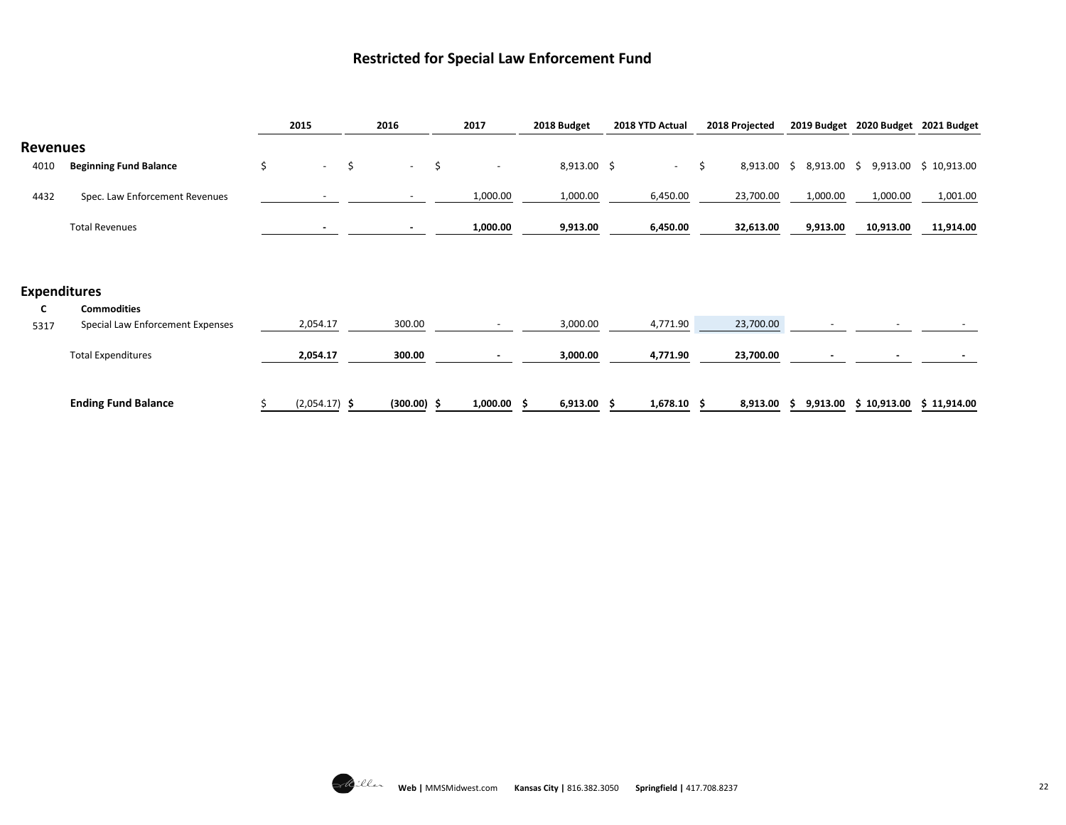# Restricted for Special Law Enforcement Fund

| | | 2015 | 2016 | 2017 | 2018 Budget | 2018 YTD Actual | 2018 Projected | 2019 Budget | 2020 Budget | 2021 Budget |
|---|---|---|---|---|---|---|---|---|---|---|
| **Revenues** | | | | | | | | | | |
| 4010 | **Beginning Fund Balance** | $ - | $ - | $ - | 8,913.00 | $ - | $ 8,913.00 | $ 8,913.00 | $ 9,913.00 | $ 10,913.00 |
| 4432 | Spec. Law Enforcement Revenues | - | - | 1,000.00 | 1,000.00 | 6,450.00 | 23,700.00 | 1,000.00 | 1,000.00 | 1,001.00 |
| | Total Revenues | **-** | **-** | **1,000.00** | **9,913.00** | **6,450.00** | **32,613.00** | **9,913.00** | **10,913.00** | **11,914.00** |
| **Expenditures** | | | | | | | | | | |
| **C** | **Commodities** | | | | | | | | | |
| 5317 | Special Law Enforcement Expenses | 2,054.17 | 300.00 | - | 3,000.00 | 4,771.90 | 23,700.00 | - | - | - |
| | Total Expenditures | **2,054.17** | **300.00** | **-** | **3,000.00** | **4,771.90** | **23,700.00** | **-** | **-** | **-** |
| | **Ending Fund Balance** | $ (2,054.17) | **$ (300.00)** | **$ 1,000.00** | **$ 6,913.00** | **$ 1,678.10** | **$ 8,913.00** | **$ 9,913.00** | **$ 10,913.00** | **$ 11,914.00** |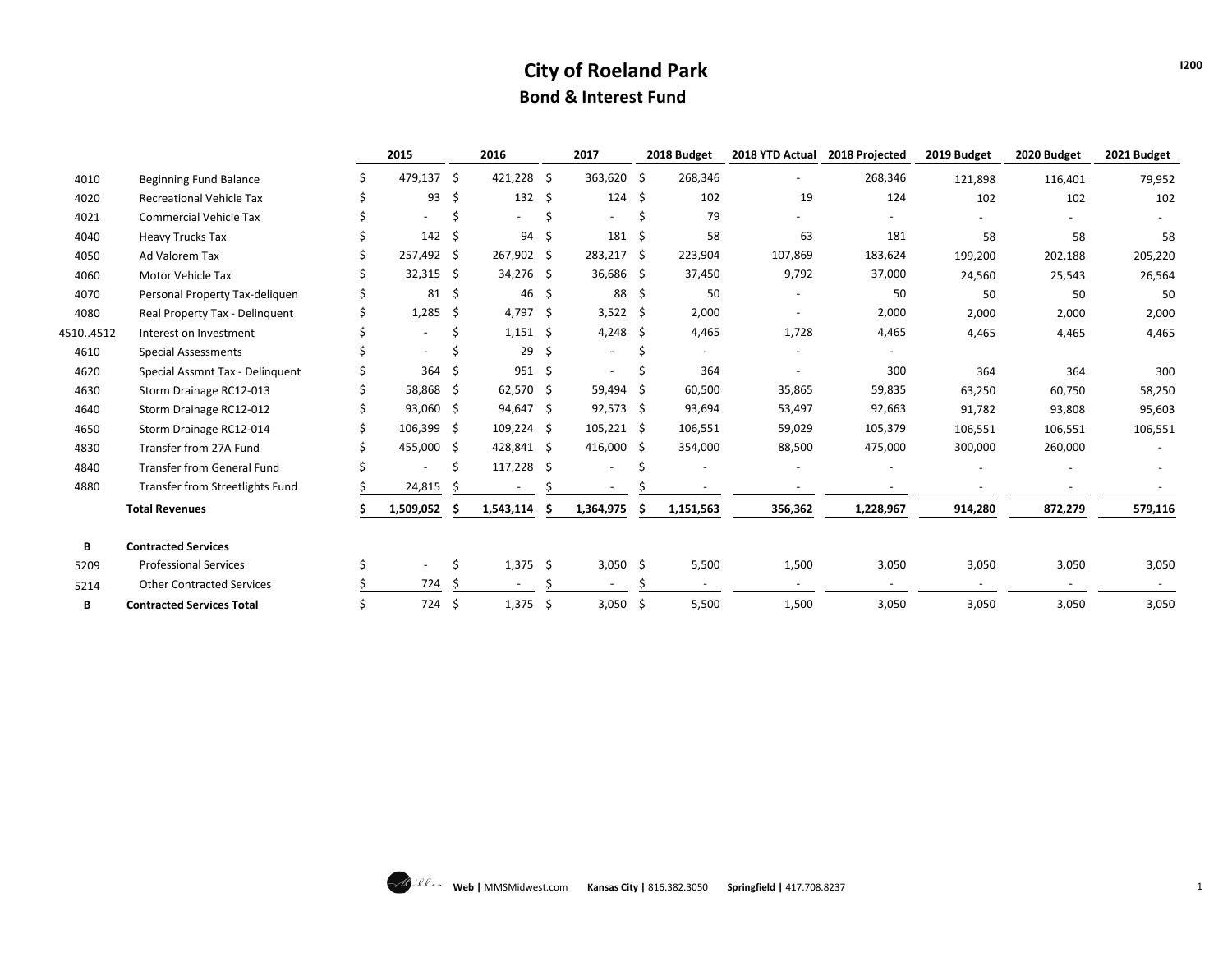# City of Roeland Park

## Bond & Interest Fund

| | | 2015 | 2016 | 2017 | 2018 Budget | 2018 YTD Actual | 2018 Projected | 2019 Budget | 2020 Budget | 2021 Budget |
|---|---|---|---|---|---|---|---|---|---|---|
| 4010 | Beginning Fund Balance | $ 479,137 | $ 421,228 | $ 363,620 | $ 268,346 | - | 268,346 | 121,898 | 116,401 | 79,952 |
| 4020 | Recreational Vehicle Tax | $ 93 | $ 132 | $ 124 | $ 102 | 19 | 124 | 102 | 102 | 102 |
| 4021 | Commercial Vehicle Tax | $ - | $ - | $ - | $ 79 | - | - | - | - | - |
| 4040 | Heavy Trucks Tax | $ 142 | $ 94 | $ 181 | $ 58 | 63 | 181 | 58 | 58 | 58 |
| 4050 | Ad Valorem Tax | $ 257,492 | $ 267,902 | $ 283,217 | $ 223,904 | 107,869 | 183,624 | 199,200 | 202,188 | 205,220 |
| 4060 | Motor Vehicle Tax | $ 32,315 | $ 34,276 | $ 36,686 | $ 37,450 | 9,792 | 37,000 | 24,560 | 25,543 | 26,564 |
| 4070 | Personal Property Tax-deliquen | $ 81 | $ 46 | $ 88 | $ 50 | - | 50 | 50 | 50 | 50 |
| 4080 | Real Property Tax - Delinquent | $ 1,285 | $ 4,797 | $ 3,522 | $ 2,000 | - | 2,000 | 2,000 | 2,000 | 2,000 |
| 4510..4512 | Interest on Investment | $ - | $ 1,151 | $ 4,248 | $ 4,465 | 1,728 | 4,465 | 4,465 | 4,465 | 4,465 |
| 4610 | Special Assessments | $ - | $ 29 | $ - | $ - | - | - | | | |
| 4620 | Special Assmnt Tax - Delinquent | $ 364 | $ 951 | $ - | $ 364 | - | 300 | 364 | 364 | 300 |
| 4630 | Storm Drainage RC12-013 | $ 58,868 | $ 62,570 | $ 59,494 | $ 60,500 | 35,865 | 59,835 | 63,250 | 60,750 | 58,250 |
| 4640 | Storm Drainage RC12-012 | $ 93,060 | $ 94,647 | $ 92,573 | $ 93,694 | 53,497 | 92,663 | 91,782 | 93,808 | 95,603 |
| 4650 | Storm Drainage RC12-014 | $ 106,399 | $ 109,224 | $ 105,221 | $ 106,551 | 59,029 | 105,379 | 106,551 | 106,551 | 106,551 |
| 4830 | Transfer from 27A Fund | $ 455,000 | $ 428,841 | $ 416,000 | $ 354,000 | 88,500 | 475,000 | 300,000 | 260,000 | - |
| 4840 | Transfer from General Fund | $ - | $ 117,228 | $ - | $ - | - | - | - | - | - |
| 4880 | Transfer from Streetlights Fund | $ 24,815 | $ - | $ - | $ - | - | - | - | - | - |
| | **Total Revenues** | **$ 1,509,052** | **$ 1,543,114** | **$ 1,364,975** | **$ 1,151,563** | **356,362** | **1,228,967** | **914,280** | **872,279** | **579,116** |
| **B** | **Contracted Services** | | | | | | | | | |
| 5209 | Professional Services | $ - | $ 1,375 | $ 3,050 | $ 5,500 | 1,500 | 3,050 | 3,050 | 3,050 | 3,050 |
| 5214 | Other Contracted Services | $ 724 | $ - | $ - | $ - | - | - | - | - | - |
| **B** | **Contracted Services Total** | $ 724 | $ 1,375 | $ 3,050 | $ 5,500 | 1,500 | 3,050 | 3,050 | 3,050 | 3,050 |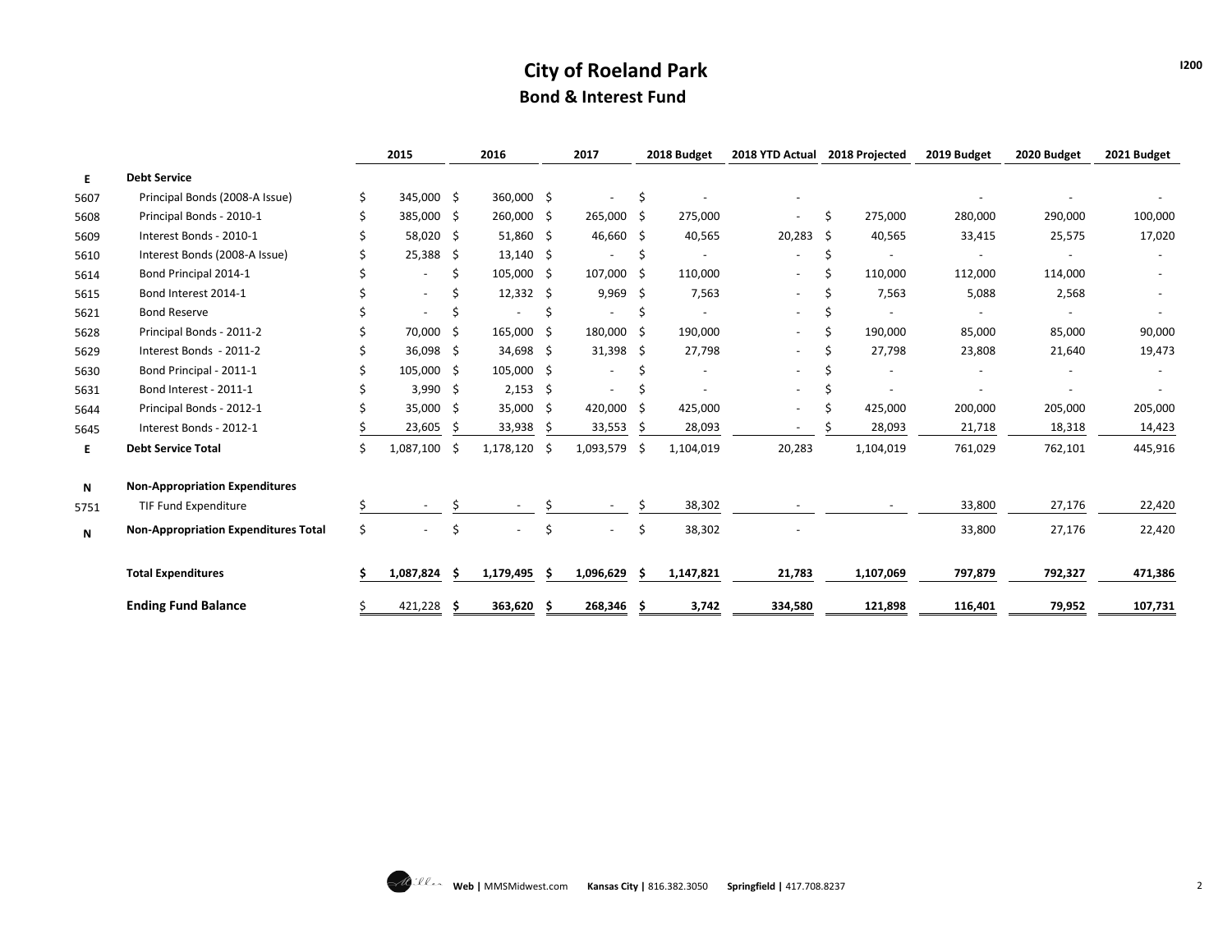# City of Roeland Park

## Bond & Interest Fund

I200

| | | 2015 | 2016 | 2017 | 2018 Budget | 2018 YTD Actual | 2018 Projected | 2019 Budget | 2020 Budget | 2021 Budget |
|---|---|---|---|---|---|---|---|---|---|---|
| **E** | **Debt Service** | | | | | | | | | |
| 5607 | Principal Bonds (2008-A Issue) | $ 345,000 | $ 360,000 | $ - | $ - | - | | - | - | - |
| 5608 | Principal Bonds - 2010-1 | $ 385,000 | $ 260,000 | $ 265,000 | $ 275,000 | - | $ 275,000 | 280,000 | 290,000 | 100,000 |
| 5609 | Interest Bonds - 2010-1 | $ 58,020 | $ 51,860 | $ 46,660 | $ 40,565 | 20,283 | $ 40,565 | 33,415 | 25,575 | 17,020 |
| 5610 | Interest Bonds (2008-A Issue) | $ 25,388 | $ 13,140 | $ - | $ - | - | $ - | - | - | - |
| 5614 | Bond Principal 2014-1 | $ - | $ 105,000 | $ 107,000 | $ 110,000 | - | $ 110,000 | 112,000 | 114,000 | - |
| 5615 | Bond Interest 2014-1 | $ - | $ 12,332 | $ 9,969 | $ 7,563 | - | $ 7,563 | 5,088 | 2,568 | - |
| 5621 | Bond Reserve | $ - | $ - | $ - | $ - | - | $ - | - | - | - |
| 5628 | Principal Bonds - 2011-2 | $ 70,000 | $ 165,000 | $ 180,000 | $ 190,000 | - | $ 190,000 | 85,000 | 85,000 | 90,000 |
| 5629 | Interest Bonds - 2011-2 | $ 36,098 | $ 34,698 | $ 31,398 | $ 27,798 | - | $ 27,798 | 23,808 | 21,640 | 19,473 |
| 5630 | Bond Principal - 2011-1 | $ 105,000 | $ 105,000 | $ - | $ - | - | $ - | - | - | - |
| 5631 | Bond Interest - 2011-1 | $ 3,990 | $ 2,153 | $ - | $ - | - | $ - | - | - | - |
| 5644 | Principal Bonds - 2012-1 | $ 35,000 | $ 35,000 | $ 420,000 | $ 425,000 | - | $ 425,000 | 200,000 | 205,000 | 205,000 |
| 5645 | Interest Bonds - 2012-1 | $ 23,605 | $ 33,938 | $ 33,553 | $ 28,093 | - | $ 28,093 | 21,718 | 18,318 | 14,423 |
| **E** | **Debt Service Total** | $ 1,087,100 | $ 1,178,120 | $ 1,093,579 | $ 1,104,019 | 20,283 | 1,104,019 | 761,029 | 762,101 | 445,916 |
| **N** | **Non-Appropriation Expenditures** | | | | | | | | | |
| 5751 | TIF Fund Expenditure | $ - | $ - | $ - | $ 38,302 | - | - | 33,800 | 27,176 | 22,420 |
| **N** | **Non-Appropriation Expenditures Total** | $ - | $ - | $ - | $ 38,302 | - | | 33,800 | 27,176 | 22,420 |
| | **Total Expenditures** | **$ 1,087,824** | **$ 1,179,495** | **$ 1,096,629** | **$ 1,147,821** | **21,783** | **1,107,069** | **797,879** | **792,327** | **471,386** |
| | **Ending Fund Balance** | $ 421,228 | **$ 363,620** | **$ 268,346** | **$ 3,742** | **334,580** | **121,898** | **116,401** | **79,952** | **107,731** |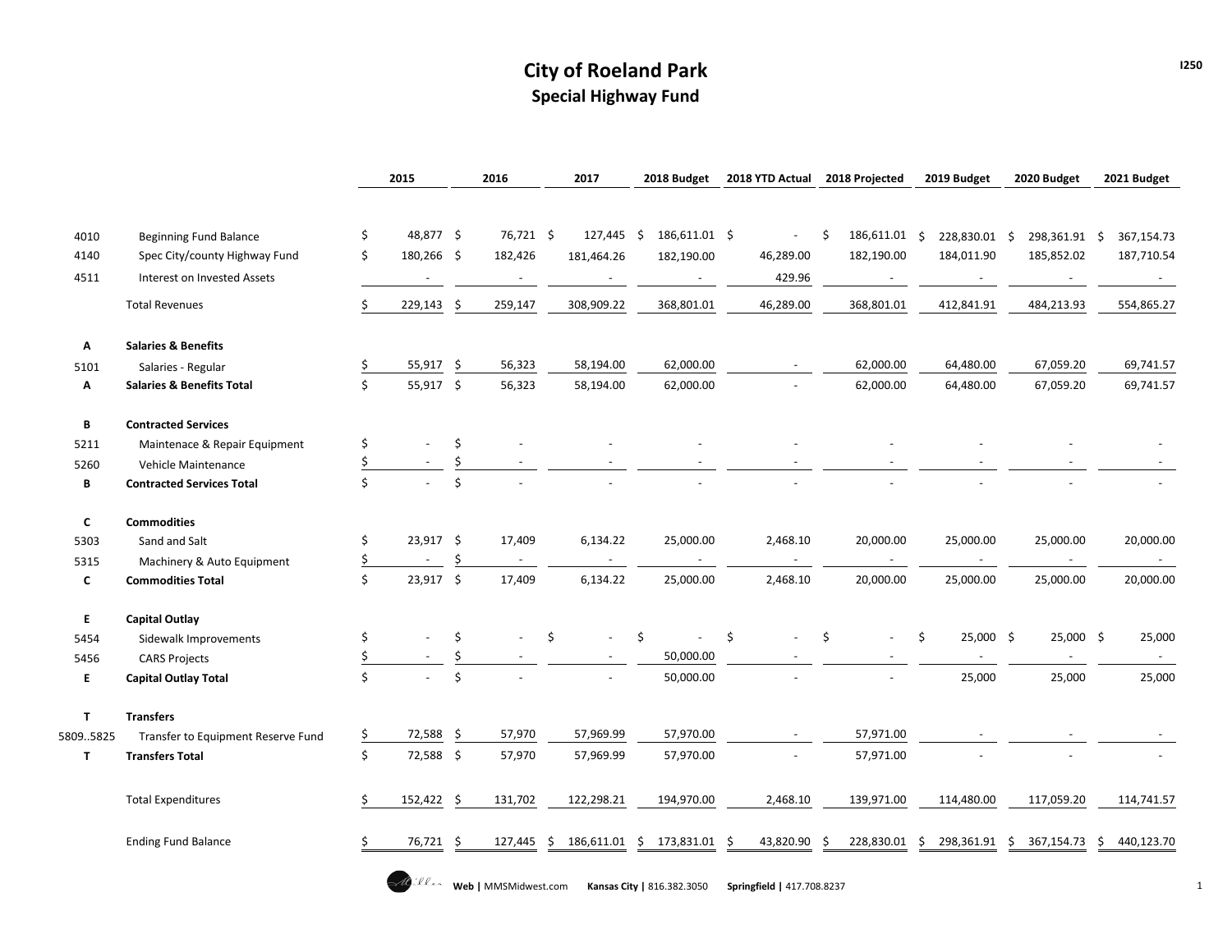# City of Roeland Park

## Special Highway Fund

I250

| | | 2015 | 2016 | 2017 | 2018 Budget | 2018 YTD Actual | 2018 Projected | 2019 Budget | 2020 Budget | 2021 Budget |
|---|---|---|---|---|---|---|---|---|---|---|
| 4010 | Beginning Fund Balance | $ 48,877 | $ 76,721 | $ 127,445 | $ 186,611.01 | $ - | $ 186,611.01 | $ 228,830.01 | $ 298,361.91 | $ 367,154.73 |
| 4140 | Spec City/county Highway Fund | $ 180,266 | $ 182,426 | 181,464.26 | 182,190.00 | 46,289.00 | 182,190.00 | 184,011.90 | 185,852.02 | 187,710.54 |
| 4511 | Interest on Invested Assets | - | - | - | - | 429.96 | - | - | - | - |
| | Total Revenues | $ 229,143 | $ 259,147 | 308,909.22 | 368,801.01 | 46,289.00 | 368,801.01 | 412,841.91 | 484,213.93 | 554,865.27 |
| **A** | **Salaries & Benefits** | | | | | | | | | |
| 5101 | Salaries - Regular | $ 55,917 | $ 56,323 | 58,194.00 | 62,000.00 | - | 62,000.00 | 64,480.00 | 67,059.20 | 69,741.57 |
| **A** | **Salaries & Benefits Total** | $ 55,917 | $ 56,323 | 58,194.00 | 62,000.00 | - | 62,000.00 | 64,480.00 | 67,059.20 | 69,741.57 |
| **B** | **Contracted Services** | | | | | | | | | |
| 5211 | Maintenace & Repair Equipment | $ - | $ - | - | - | - | - | - | - | - |
| 5260 | Vehicle Maintenance | $ - | $ - | - | - | - | - | - | - | - |
| **B** | **Contracted Services Total** | $ - | $ - | - | - | - | - | - | - | - |
| **C** | **Commodities** | | | | | | | | | |
| 5303 | Sand and Salt | $ 23,917 | $ 17,409 | 6,134.22 | 25,000.00 | 2,468.10 | 20,000.00 | 25,000.00 | 25,000.00 | 20,000.00 |
| 5315 | Machinery & Auto Equipment | $ - | $ - | - | - | - | - | - | - | - |
| **C** | **Commodities Total** | $ 23,917 | $ 17,409 | 6,134.22 | 25,000.00 | 2,468.10 | 20,000.00 | 25,000.00 | 25,000.00 | 20,000.00 |
| **E** | **Capital Outlay** | | | | | | | | | |
| 5454 | Sidewalk Improvements | $ - | $ - | $ - | $ - | $ - | $ - | $ 25,000 | $ 25,000 | $ 25,000 |
| 5456 | CARS Projects | $ - | $ - | - | 50,000.00 | - | - | - | - | - |
| **E** | **Capital Outlay Total** | $ - | $ - | - | 50,000.00 | - | - | 25,000 | 25,000 | 25,000 |
| **T** | **Transfers** | | | | | | | | | |
| 5809..5825 | Transfer to Equipment Reserve Fund | $ 72,588 | $ 57,970 | 57,969.99 | 57,970.00 | - | 57,971.00 | - | - | - |
| **T** | **Transfers Total** | $ 72,588 | $ 57,970 | 57,969.99 | 57,970.00 | - | 57,971.00 | - | - | - |
| | Total Expenditures | $ 152,422 | $ 131,702 | 122,298.21 | 194,970.00 | 2,468.10 | 139,971.00 | 114,480.00 | 117,059.20 | 114,741.57 |
| | Ending Fund Balance | $ 76,721 | $ 127,445 | $ 186,611.01 | $ 173,831.01 | $ 43,820.90 | $ 228,830.01 | $ 298,361.91 | $ 367,154.73 | $ 440,123.70 |

**Web |** MMSMidwest.com **Kansas City |** 816.382.3050 **Springfield |** 417.708.8237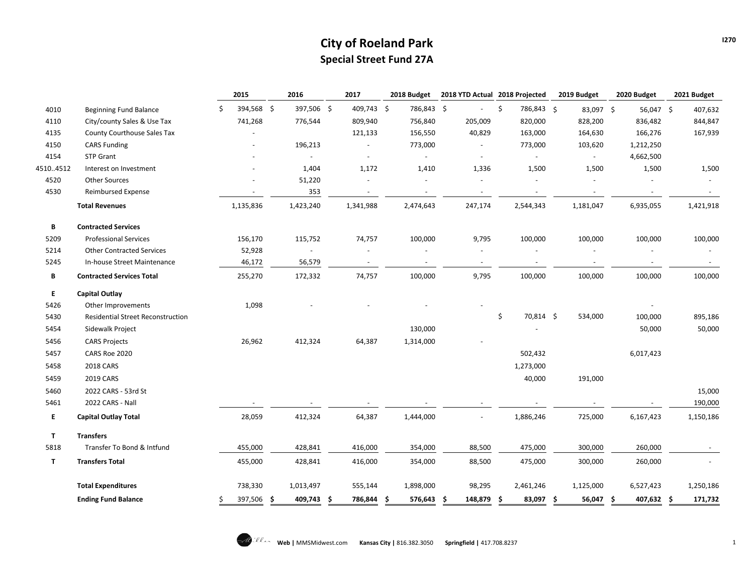# City of Roeland Park

## Special Street Fund 27A

| | | 2015 | 2016 | 2017 | 2018 Budget | 2018 YTD Actual | 2018 Projected | 2019 Budget | 2020 Budget | 2021 Budget |
|---|---|---|---|---|---|---|---|---|---|---|
| 4010 | Beginning Fund Balance | $ 394,568 | $ 397,506 | $ 409,743 | $ 786,843 | $ - | $ 786,843 | $ 83,097 | $ 56,047 | $ 407,632 |
| 4110 | City/county Sales & Use Tax | 741,268 | 776,544 | 809,940 | 756,840 | 205,009 | 820,000 | 828,200 | 836,482 | 844,847 |
| 4135 | County Courthouse Sales Tax | - | | 121,133 | 156,550 | 40,829 | 163,000 | 164,630 | 166,276 | 167,939 |
| 4150 | CARS Funding | - | 196,213 | - | 773,000 | - | 773,000 | 103,620 | 1,212,250 | |
| 4154 | STP Grant | - | - | - | - | - | - | - | 4,662,500 | |
| 4510..4512 | Interest on Investment | - | 1,404 | 1,172 | 1,410 | 1,336 | 1,500 | 1,500 | 1,500 | 1,500 |
| 4520 | Other Sources | - | 51,220 | - | - | - | - | - | - | - |
| 4530 | Reimbursed Expense | - | 353 | - | - | - | - | - | - | - |
| | **Total Revenues** | 1,135,836 | 1,423,240 | 1,341,988 | 2,474,643 | 247,174 | 2,544,343 | 1,181,047 | 6,935,055 | 1,421,918 |
| **B** | **Contracted Services** | | | | | | | | | |
| 5209 | Professional Services | 156,170 | 115,752 | 74,757 | 100,000 | 9,795 | 100,000 | 100,000 | 100,000 | 100,000 |
| 5214 | Other Contracted Services | 52,928 | - | - | - | - | - | - | - | - |
| 5245 | In-house Street Maintenance | 46,172 | 56,579 | - | - | - | - | - | - | - |
| **B** | **Contracted Services Total** | 255,270 | 172,332 | 74,757 | 100,000 | 9,795 | 100,000 | 100,000 | 100,000 | 100,000 |
| **E** | **Capital Outlay** | | | | | | | | | |
| 5426 | Other Improvements | 1,098 | - | - | - | - | | | - | |
| 5430 | Residential Street Reconstruction | | | | | | $ 70,814 | $ 534,000 | 100,000 | 895,186 |
| 5454 | Sidewalk Project | | | | 130,000 | | - | | 50,000 | 50,000 |
| 5456 | CARS Projects | 26,962 | 412,324 | 64,387 | 1,314,000 | - | | | | |
| 5457 | CARS Roe 2020 | | | | | | 502,432 | | 6,017,423 | |
| 5458 | 2018 CARS | | | | | | 1,273,000 | | | |
| 5459 | 2019 CARS | | | | | | 40,000 | 191,000 | | |
| 5460 | 2022 CARS - 53rd St | | | | | | | | | 15,000 |
| 5461 | 2022 CARS - Nall | - | - | - | - | - | - | - | - | 190,000 |
| **E** | **Capital Outlay Total** | 28,059 | 412,324 | 64,387 | 1,444,000 | - | 1,886,246 | 725,000 | 6,167,423 | 1,150,186 |
| **T** | **Transfers** | | | | | | | | | |
| 5818 | Transfer To Bond & Intfund | 455,000 | 428,841 | 416,000 | 354,000 | 88,500 | 475,000 | 300,000 | 260,000 | - |
| **T** | **Transfers Total** | 455,000 | 428,841 | 416,000 | 354,000 | 88,500 | 475,000 | 300,000 | 260,000 | - |
| | **Total Expenditures** | 738,330 | 1,013,497 | 555,144 | 1,898,000 | 98,295 | 2,461,246 | 1,125,000 | 6,527,423 | 1,250,186 |
| | **Ending Fund Balance** | $ 397,506 | **$ 409,743** | **$ 786,844** | **$ 576,643** | **$ 148,879** | **$ 83,097** | **$ 56,047** | **$ 407,632** | **$ 171,732** |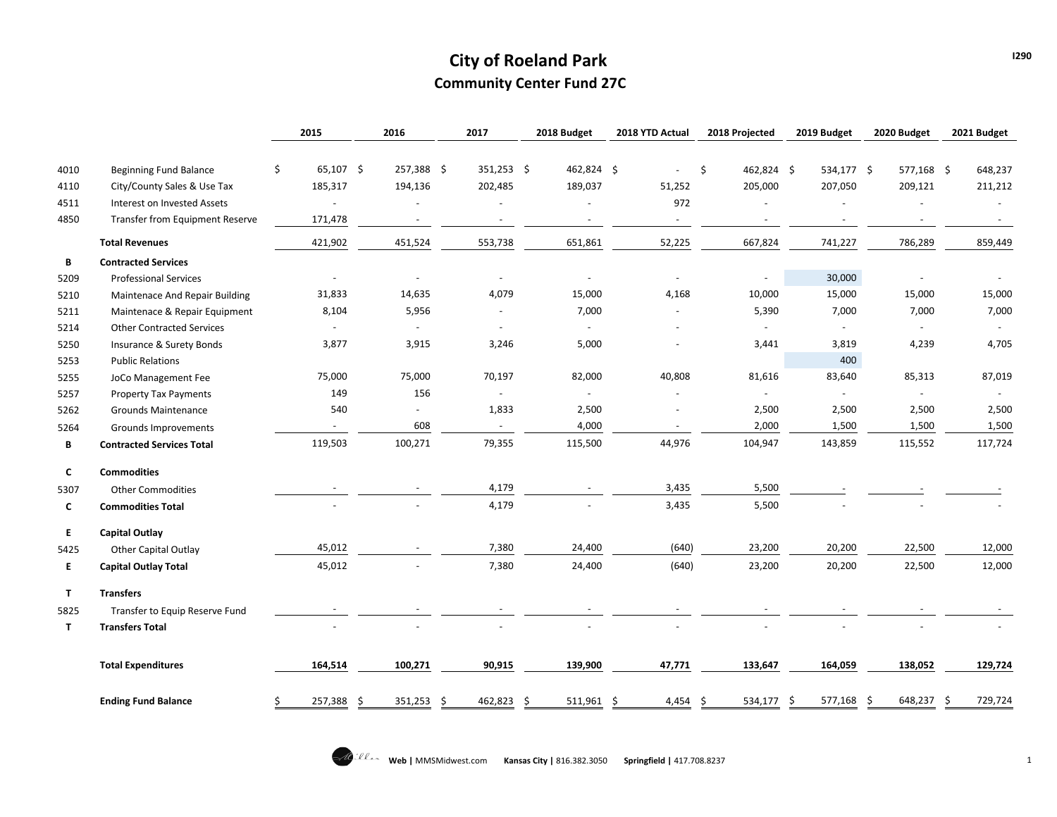# City of Roeland Park

## Community Center Fund 27C

| | | 2015 | 2016 | 2017 | 2018 Budget | 2018 YTD Actual | 2018 Projected | 2019 Budget | 2020 Budget | 2021 Budget |
|---|---|---|---|---|---|---|---|---|---|---|
| 4010 | Beginning Fund Balance | $ 65,107 | $ 257,388 | $ 351,253 | $ 462,824 | $ - | $ 462,824 | $ 534,177 | $ 577,168 | $ 648,237 |
| 4110 | City/County Sales & Use Tax | 185,317 | 194,136 | 202,485 | 189,037 | 51,252 | 205,000 | 207,050 | 209,121 | 211,212 |
| 4511 | Interest on Invested Assets | - | - | - | - | 972 | - | - | - | - |
| 4850 | Transfer from Equipment Reserve | 171,478 | - | - | - | - | - | - | - | - |
| | **Total Revenues** | 421,902 | 451,524 | 553,738 | 651,861 | 52,225 | 667,824 | 741,227 | 786,289 | 859,449 |
| **B** | **Contracted Services** | | | | | | | | | |
| 5209 | Professional Services | - | - | - | - | - | - | 30,000 | - | - |
| 5210 | Maintenace And Repair Building | 31,833 | 14,635 | 4,079 | 15,000 | 4,168 | 10,000 | 15,000 | 15,000 | 15,000 |
| 5211 | Maintenace & Repair Equipment | 8,104 | 5,956 | - | 7,000 | - | 5,390 | 7,000 | 7,000 | 7,000 |
| 5214 | Other Contracted Services | - | - | - | - | - | - | - | - | - |
| 5250 | Insurance & Surety Bonds | 3,877 | 3,915 | 3,246 | 5,000 | - | 3,441 | 3,819 | 4,239 | 4,705 |
| 5253 | Public Relations | | | | | | | 400 | | |
| 5255 | JoCo Management Fee | 75,000 | 75,000 | 70,197 | 82,000 | 40,808 | 81,616 | 83,640 | 85,313 | 87,019 |
| 5257 | Property Tax Payments | 149 | 156 | - | - | - | - | - | - | - |
| 5262 | Grounds Maintenance | 540 | - | 1,833 | 2,500 | - | 2,500 | 2,500 | 2,500 | 2,500 |
| 5264 | Grounds Improvements | - | 608 | - | 4,000 | - | 2,000 | 1,500 | 1,500 | 1,500 |
| **B** | **Contracted Services Total** | 119,503 | 100,271 | 79,355 | 115,500 | 44,976 | 104,947 | 143,859 | 115,552 | 117,724 |
| **C** | **Commodities** | | | | | | | | | |
| 5307 | Other Commodities | - | - | 4,179 | - | 3,435 | 5,500 | - | - | - |
| **C** | **Commodities Total** | - | - | 4,179 | - | 3,435 | 5,500 | - | - | - |
| **E** | **Capital Outlay** | | | | | | | | | |
| 5425 | Other Capital Outlay | 45,012 | - | 7,380 | 24,400 | (640) | 23,200 | 20,200 | 22,500 | 12,000 |
| **E** | **Capital Outlay Total** | 45,012 | - | 7,380 | 24,400 | (640) | 23,200 | 20,200 | 22,500 | 12,000 |
| **T** | **Transfers** | | | | | | | | | |
| 5825 | Transfer to Equip Reserve Fund | - | - | - | - | - | - | - | - | - |
| **T** | **Transfers Total** | - | - | - | - | - | - | - | - | - |
| | **Total Expenditures** | **164,514** | **100,271** | **90,915** | **139,900** | **47,771** | **133,647** | **164,059** | **138,052** | **129,724** |
| | **Ending Fund Balance** | $ 257,388 | $ 351,253 | $ 462,823 | $ 511,961 | $ 4,454 | $ 534,177 | $ 577,168 | $ 648,237 | $ 729,724 |

Web | MMSMidwest.com Kansas City | 816.382.3050 Springfield | 417.708.8237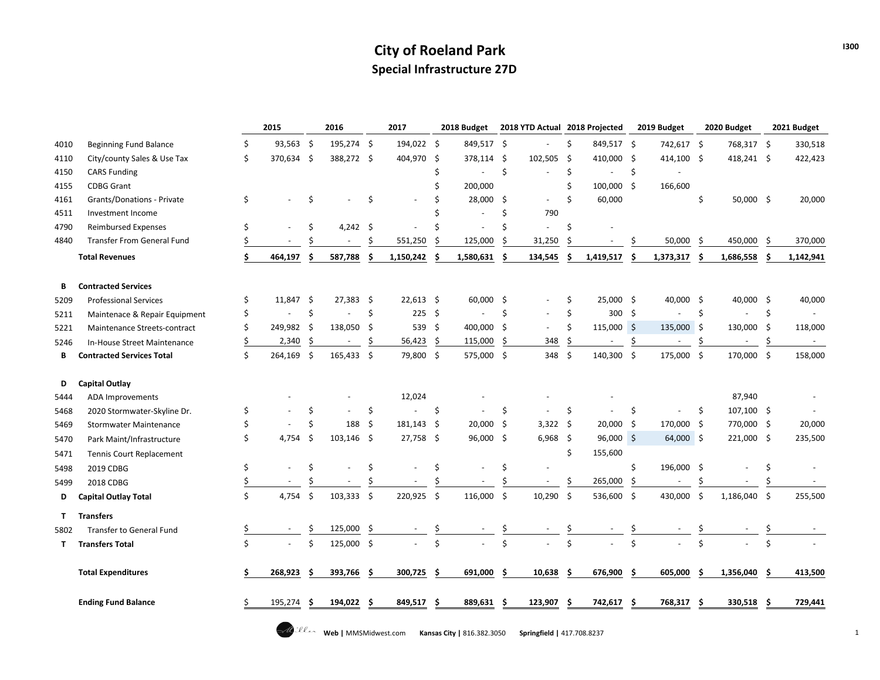# City of Roeland Park

## Special Infrastructure 27D

I300

| | | 2015 | 2016 | 2017 | 2018 Budget | 2018 YTD Actual | 2018 Projected | 2019 Budget | 2020 Budget | 2021 Budget |
|---|---|---|---|---|---|---|---|---|---|---|
| 4010 | Beginning Fund Balance | $ 93,563 | $ 195,274 | $ 194,022 | $ 849,517 | $ - | $ 849,517 | $ 742,617 | $ 768,317 | $ 330,518 |
| 4110 | City/county Sales & Use Tax | $ 370,634 | $ 388,272 | $ 404,970 | $ 378,114 | $ 102,505 | $ 410,000 | $ 414,100 | $ 418,241 | $ 422,423 |
| 4150 | CARS Funding | | | | $ - | $ - | $ - | $ - | | |
| 4155 | CDBG Grant | | | | $ 200,000 | | $ 100,000 | $ 166,600 | | |
| 4161 | Grants/Donations - Private | $ - | $ - | $ - | $ 28,000 | $ - | $ 60,000 | | $ 50,000 | $ 20,000 |
| 4511 | Investment Income | | | | $ - | $ 790 | | | | |
| 4790 | Reimbursed Expenses | $ - | $ 4,242 | $ - | $ - | $ - | $ - | | | |
| 4840 | Transfer From General Fund | $ - | $ - | $ 551,250 | $ 125,000 | $ 31,250 | $ - | $ 50,000 | $ 450,000 | $ 370,000 |
| | **Total Revenues** | **$ 464,197** | **$ 587,788** | **$ 1,150,242** | **$ 1,580,631** | **$ 134,545** | **$ 1,419,517** | **$ 1,373,317** | **$ 1,686,558** | **$ 1,142,941** |
| **B** | **Contracted Services** | | | | | | | | | |
| 5209 | Professional Services | $ 11,847 | $ 27,383 | $ 22,613 | $ 60,000 | $ - | $ 25,000 | $ 40,000 | $ 40,000 | $ 40,000 |
| 5211 | Maintenace & Repair Equipment | $ - | $ - | $ 225 | $ - | $ - | $ 300 | $ - | $ - | $ - |
| 5221 | Maintenance Streets-contract | $ 249,982 | $ 138,050 | $ 539 | $ 400,000 | $ - | $ 115,000 | $ 135,000 | $ 130,000 | $ 118,000 |
| 5246 | In-House Street Maintenance | $ 2,340 | $ - | $ 56,423 | $ 115,000 | $ 348 | $ - | $ - | $ - | $ - |
| **B** | **Contracted Services Total** | $ 264,169 | $ 165,433 | $ 79,800 | $ 575,000 | $ 348 | $ 140,300 | $ 175,000 | $ 170,000 | $ 158,000 |
| **D** | **Capital Outlay** | | | | | | | | | |
| 5444 | ADA Improvements | - | - | 12,024 | - | - | - | | 87,940 | - |
| 5468 | 2020 Stormwater-Skyline Dr. | $ - | $ - | $ - | $ - | $ - | $ - | $ - | $ 107,100 | $ - |
| 5469 | Stormwater Maintenance | $ - | $ 188 | $ 181,143 | $ 20,000 | $ 3,322 | $ 20,000 | $ 170,000 | $ 770,000 | $ 20,000 |
| 5470 | Park Maint/Infrastructure | $ 4,754 | $ 103,146 | $ 27,758 | $ 96,000 | $ 6,968 | $ 96,000 | $ 64,000 | $ 221,000 | $ 235,500 |
| 5471 | Tennis Court Replacement | | | | | | $ 155,600 | | | |
| 5498 | 2019 CDBG | $ - | $ - | $ - | $ - | $ - | | $ 196,000 | $ - | $ - |
| 5499 | 2018 CDBG | $ - | $ - | $ - | $ - | $ - | $ 265,000 | $ - | $ - | $ - |
| **D** | **Capital Outlay Total** | $ 4,754 | $ 103,333 | $ 220,925 | $ 116,000 | $ 10,290 | $ 536,600 | $ 430,000 | $ 1,186,040 | $ 255,500 |
| **T** | **Transfers** | | | | | | | | | |
| 5802 | Transfer to General Fund | $ - | $ 125,000 | $ - | $ - | $ - | $ - | $ - | $ - | $ - |
| **T** | **Transfers Total** | $ - | $ 125,000 | $ - | $ - | $ - | $ - | $ - | $ - | $ - |
| | **Total Expenditures** | **$ 268,923** | **$ 393,766** | **$ 300,725** | **$ 691,000** | **$ 10,638** | **$ 676,900** | **$ 605,000** | **$ 1,356,040** | **$ 413,500** |
| | **Ending Fund Balance** | $ 195,274 | **$ 194,022** | **$ 849,517** | **$ 889,631** | **$ 123,907** | **$ 742,617** | **$ 768,317** | **$ 330,518** | **$ 729,441** |

**Web |** MMSMidwest.com **Kansas City |** 816.382.3050 **Springfield |** 417.708.8237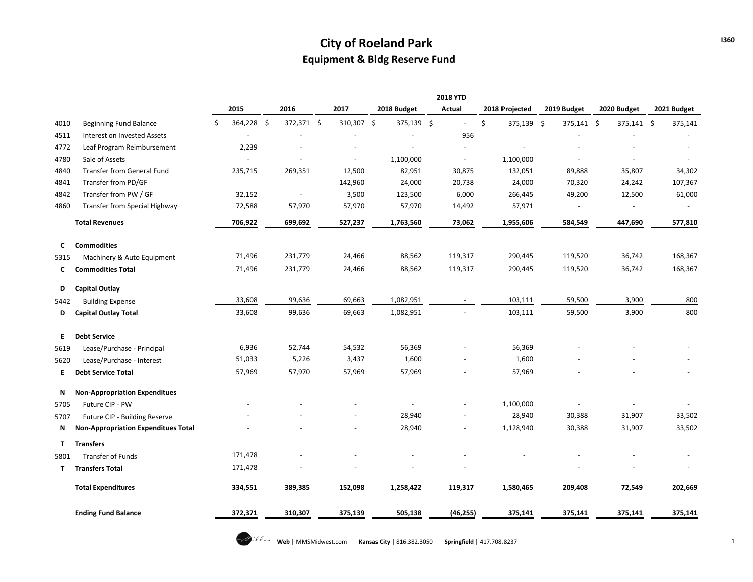# City of Roeland Park

## Equipment & Bldg Reserve Fund

I360

| | | 2015 | 2016 | 2017 | 2018 Budget | 2018 YTD Actual | 2018 Projected | 2019 Budget | 2020 Budget | 2021 Budget |
|---|---|---|---|---|---|---|---|---|---|---|
| 4010 | Beginning Fund Balance | $ 364,228 | $ 372,371 | $ 310,307 | $ 375,139 | $ - | $ 375,139 | $ 375,141 | $ 375,141 | $ 375,141 |
| 4511 | Interest on Invested Assets | - | - | - | - | 956 | | - | - | - |
| 4772 | Leaf Program Reimbursement | 2,239 | - | - | - | - | - | - | - | - |
| 4780 | Sale of Assets | - | - | - | 1,100,000 | - | 1,100,000 | - | - | - |
| 4840 | Transfer from General Fund | 235,715 | 269,351 | 12,500 | 82,951 | 30,875 | 132,051 | 89,888 | 35,807 | 34,302 |
| 4841 | Transfer from PD/GF | | | 142,960 | 24,000 | 20,738 | 24,000 | 70,320 | 24,242 | 107,367 |
| 4842 | Transfer from PW / GF | 32,152 | - | 3,500 | 123,500 | 6,000 | 266,445 | 49,200 | 12,500 | 61,000 |
| 4860 | Transfer from Special Highway | 72,588 | 57,970 | 57,970 | 57,970 | 14,492 | 57,971 | - | - | - |
| | **Total Revenues** | **706,922** | **699,692** | **527,237** | **1,763,560** | **73,062** | **1,955,606** | **584,549** | **447,690** | **577,810** |
| **C** | **Commodities** | | | | | | | | | |
| 5315 | Machinery & Auto Equipment | 71,496 | 231,779 | 24,466 | 88,562 | 119,317 | 290,445 | 119,520 | 36,742 | 168,367 |
| **C** | **Commodities Total** | 71,496 | 231,779 | 24,466 | 88,562 | 119,317 | 290,445 | 119,520 | 36,742 | 168,367 |
| **D** | **Capital Outlay** | | | | | | | | | |
| 5442 | Building Expense | 33,608 | 99,636 | 69,663 | 1,082,951 | - | 103,111 | 59,500 | 3,900 | 800 |
| **D** | **Capital Outlay Total** | 33,608 | 99,636 | 69,663 | 1,082,951 | - | 103,111 | 59,500 | 3,900 | 800 |
| **E** | **Debt Service** | | | | | | | | | |
| 5619 | Lease/Purchase - Principal | 6,936 | 52,744 | 54,532 | 56,369 | - | 56,369 | - | - | - |
| 5620 | Lease/Purchase - Interest | 51,033 | 5,226 | 3,437 | 1,600 | - | 1,600 | - | - | - |
| **E** | **Debt Service Total** | 57,969 | 57,970 | 57,969 | 57,969 | - | 57,969 | - | - | - |
| **N** | **Non-Appropriation Expenditues** | | | | | | | | | |
| 5705 | Future CIP - PW | - | - | - | - | - | 1,100,000 | - | - | - |
| 5707 | Future CIP - Building Reserve | - | - | - | 28,940 | - | 28,940 | 30,388 | 31,907 | 33,502 |
| **N** | **Non-Appropriation Expenditues Total** | - | - | - | 28,940 | - | 1,128,940 | 30,388 | 31,907 | 33,502 |
| **T** | **Transfers** | | | | | | | | | |
| 5801 | Transfer of Funds | 171,478 | - | - | - | - | - | - | - | - |
| **T** | **Transfers Total** | 171,478 | - | - | - | - | | - | - | - |
| | **Total Expenditures** | **334,551** | **389,385** | **152,098** | **1,258,422** | **119,317** | **1,580,465** | **209,408** | **72,549** | **202,669** |
| | **Ending Fund Balance** | **372,371** | **310,307** | **375,139** | **505,138** | **(46,255)** | **375,141** | **375,141** | **375,141** | **375,141** |

**Web |** MMSMidwest.com **Kansas City |** 816.382.3050 **Springfield |** 417.708.8237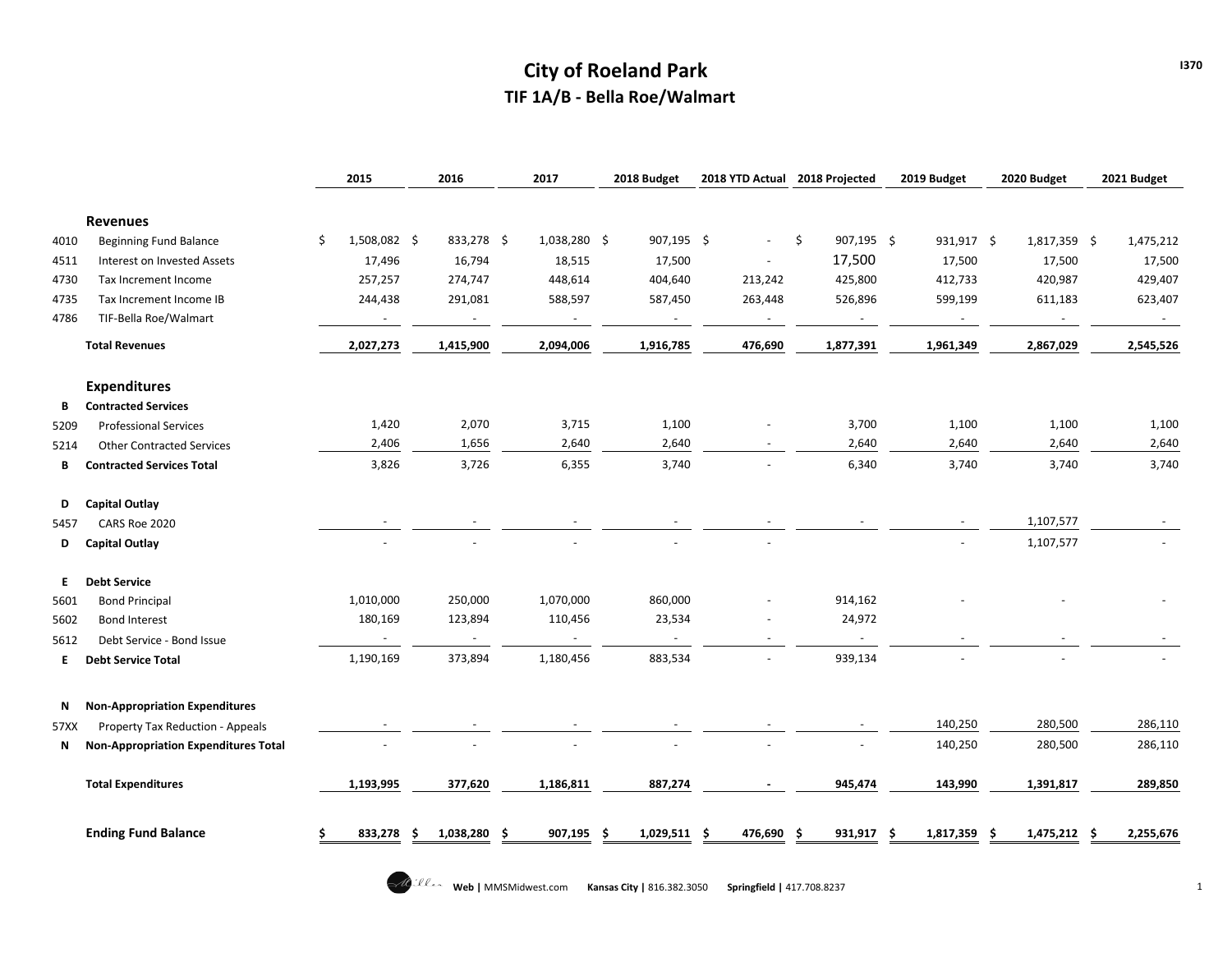# City of Roeland Park

## TIF 1A/B - Bella Roe/Walmart

| | | 2015 | 2016 | 2017 | 2018 Budget | 2018 YTD Actual | 2018 Projected | 2019 Budget | 2020 Budget | 2021 Budget |
|---|---|---|---|---|---|---|---|---|---|---|
| | **Revenues** | | | | | | | | | |
| 4010 | Beginning Fund Balance | $ 1,508,082 | $ 833,278 | $ 1,038,280 | $ 907,195 | $ - | $ 907,195 | $ 931,917 | $ 1,817,359 | $ 1,475,212 |
| 4511 | Interest on Invested Assets | 17,496 | 16,794 | 18,515 | 17,500 | - | 17,500 | 17,500 | 17,500 | 17,500 |
| 4730 | Tax Increment Income | 257,257 | 274,747 | 448,614 | 404,640 | 213,242 | 425,800 | 412,733 | 420,987 | 429,407 |
| 4735 | Tax Increment Income IB | 244,438 | 291,081 | 588,597 | 587,450 | 263,448 | 526,896 | 599,199 | 611,183 | 623,407 |
| 4786 | TIF-Bella Roe/Walmart | - | - | - | - | - | - | - | - | - |
| | **Total Revenues** | **2,027,273** | **1,415,900** | **2,094,006** | **1,916,785** | **476,690** | **1,877,391** | **1,961,349** | **2,867,029** | **2,545,526** |
| | **Expenditures** | | | | | | | | | |
| B | **Contracted Services** | | | | | | | | | |
| 5209 | Professional Services | 1,420 | 2,070 | 3,715 | 1,100 | - | 3,700 | 1,100 | 1,100 | 1,100 |
| 5214 | Other Contracted Services | 2,406 | 1,656 | 2,640 | 2,640 | - | 2,640 | 2,640 | 2,640 | 2,640 |
| B | **Contracted Services Total** | 3,826 | 3,726 | 6,355 | 3,740 | - | 6,340 | 3,740 | 3,740 | 3,740 |
| D | **Capital Outlay** | | | | | | | | | |
| 5457 | CARS Roe 2020 | - | - | - | - | - | - | - | 1,107,577 | - |
| D | **Capital Outlay** | - | - | - | - | - | | - | 1,107,577 | - |
| E | **Debt Service** | | | | | | | | | |
| 5601 | Bond Principal | 1,010,000 | 250,000 | 1,070,000 | 860,000 | - | 914,162 | - | - | - |
| 5602 | Bond Interest | 180,169 | 123,894 | 110,456 | 23,534 | - | 24,972 | | | |
| 5612 | Debt Service - Bond Issue | - | - | - | - | - | - | - | - | - |
| E | **Debt Service Total** | 1,190,169 | 373,894 | 1,180,456 | 883,534 | - | 939,134 | - | - | - |
| N | **Non-Appropriation Expenditures** | | | | | | | | | |
| 57XX | Property Tax Reduction - Appeals | - | - | - | - | - | - | 140,250 | 280,500 | 286,110 |
| N | **Non-Appropriation Expenditures Total** | - | - | - | - | - | - | 140,250 | 280,500 | 286,110 |
| | **Total Expenditures** | **1,193,995** | **377,620** | **1,186,811** | **887,274** | **-** | **945,474** | **143,990** | **1,391,817** | **289,850** |
| | **Ending Fund Balance** | **$ 833,278** | **$ 1,038,280** | **$ 907,195** | **$ 1,029,511** | **$ 476,690** | **$ 931,917** | **$ 1,817,359** | **$ 1,475,212** | **$ 2,255,676** |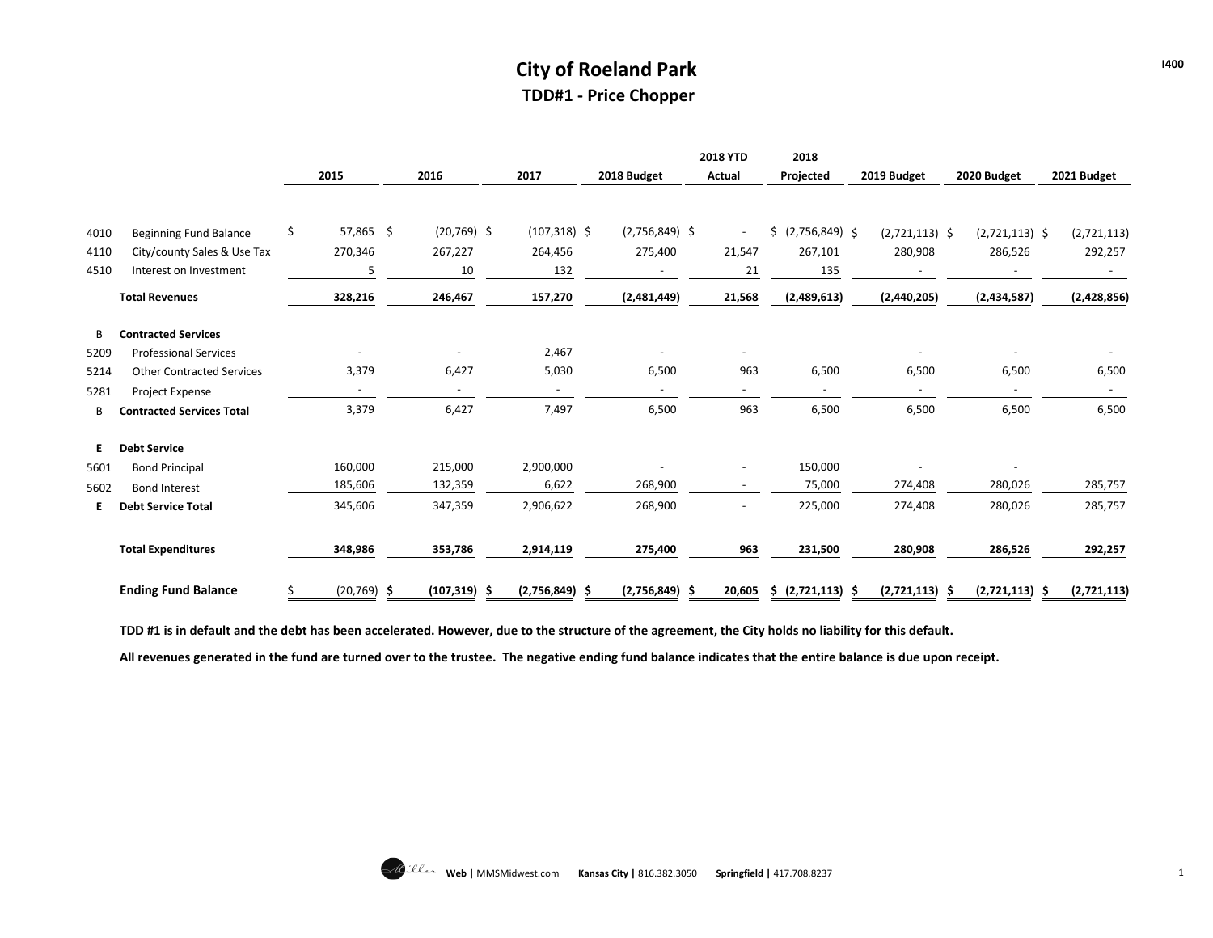# City of Roeland Park

## TDD#1 - Price Chopper

| | | 2015 | 2016 | 2017 | 2018 Budget | 2018 YTD Actual | 2018 Projected | 2019 Budget | 2020 Budget | 2021 Budget |
|---|---|---|---|---|---|---|---|---|---|---|
| 4010 | Beginning Fund Balance | $ 57,865 | $ (20,769) | $ (107,318) | $ (2,756,849) | $ - | $ (2,756,849) | $ (2,721,113) | $ (2,721,113) | $ (2,721,113) |
| 4110 | City/county Sales & Use Tax | 270,346 | 267,227 | 264,456 | 275,400 | 21,547 | 267,101 | 280,908 | 286,526 | 292,257 |
| 4510 | Interest on Investment | 5 | 10 | 132 | - | 21 | 135 | - | - | - |
| | **Total Revenues** | **328,216** | **246,467** | **157,270** | **(2,481,449)** | **21,568** | **(2,489,613)** | **(2,440,205)** | **(2,434,587)** | **(2,428,856)** |
| B | **Contracted Services** | | | | | | | | | |
| 5209 | Professional Services | - | - | 2,467 | - | - | | - | - | - |
| 5214 | Other Contracted Services | 3,379 | 6,427 | 5,030 | 6,500 | 963 | 6,500 | 6,500 | 6,500 | 6,500 |
| 5281 | Project Expense | - | - | - | - | - | - | - | - | - |
| B | **Contracted Services Total** | 3,379 | 6,427 | 7,497 | 6,500 | 963 | 6,500 | 6,500 | 6,500 | 6,500 |
| **E** | **Debt Service** | | | | | | | | | |
| 5601 | Bond Principal | 160,000 | 215,000 | 2,900,000 | - | - | 150,000 | - | - | |
| 5602 | Bond Interest | 185,606 | 132,359 | 6,622 | 268,900 | - | 75,000 | 274,408 | 280,026 | 285,757 |
| **E** | **Debt Service Total** | 345,606 | 347,359 | 2,906,622 | 268,900 | - | 225,000 | 274,408 | 280,026 | 285,757 |
| | **Total Expenditures** | **348,986** | **353,786** | **2,914,119** | **275,400** | **963** | **231,500** | **280,908** | **286,526** | **292,257** |
| | **Ending Fund Balance** | $ (20,769) | **$ (107,319)** | **$ (2,756,849)** | **$ (2,756,849)** | **$ 20,605** | **$ (2,721,113)** | **$ (2,721,113)** | **$ (2,721,113)** | **$ (2,721,113)** |

**TDD #1 is in default and the debt has been accelerated. However, due to the structure of the agreement, the City holds no liability for this default.**

**All revenues generated in the fund are turned over to the trustee. The negative ending fund balance indicates that the entire balance is due upon receipt.**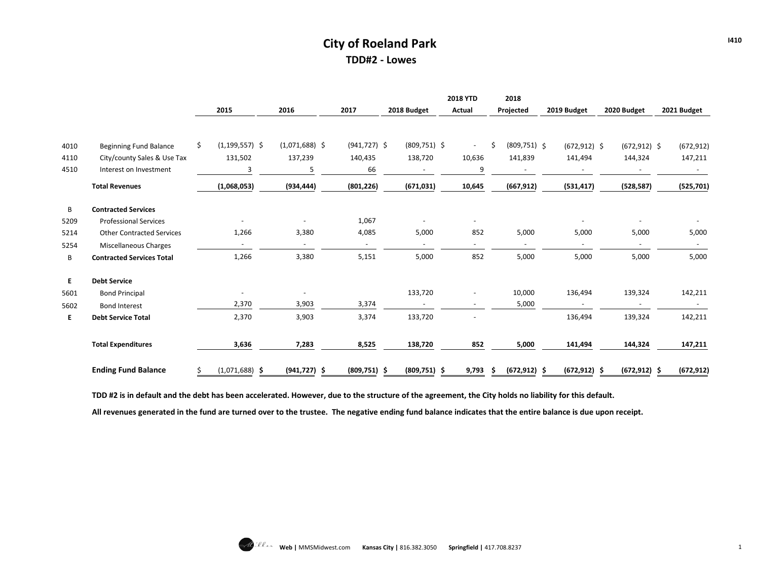# City of Roeland Park

## TDD#2 - Lowes

| | | 2015 | 2016 | 2017 | 2018 Budget | 2018 YTD Actual | 2018 Projected | 2019 Budget | 2020 Budget | 2021 Budget |
|---|---|---|---|---|---|---|---|---|---|---|
| 4010 | Beginning Fund Balance | $ (1,199,557) | $ (1,071,688) | $ (941,727) | $ (809,751) | $ - | $ (809,751) | $ (672,912) | $ (672,912) | $ (672,912) |
| 4110 | City/county Sales & Use Tax | 131,502 | 137,239 | 140,435 | 138,720 | 10,636 | 141,839 | 141,494 | 144,324 | 147,211 |
| 4510 | Interest on Investment | 3 | 5 | 66 | - | 9 | - | - | - | - |
| | **Total Revenues** | **(1,068,053)** | **(934,444)** | **(801,226)** | **(671,031)** | **10,645** | **(667,912)** | **(531,417)** | **(528,587)** | **(525,701)** |
| B | **Contracted Services** | | | | | | | | | |
| 5209 | Professional Services | - | - | 1,067 | - | - | | - | - | - |
| 5214 | Other Contracted Services | 1,266 | 3,380 | 4,085 | 5,000 | 852 | 5,000 | 5,000 | 5,000 | 5,000 |
| 5254 | Miscellaneous Charges | - | - | - | - | - | - | - | - | - |
| B | **Contracted Services Total** | 1,266 | 3,380 | 5,151 | 5,000 | 852 | 5,000 | 5,000 | 5,000 | 5,000 |
| **E** | **Debt Service** | | | | | | | | | |
| 5601 | Bond Principal | - | - | | 133,720 | - | 10,000 | 136,494 | 139,324 | 142,211 |
| 5602 | Bond Interest | 2,370 | 3,903 | 3,374 | - | - | 5,000 | - | - | - |
| **E** | **Debt Service Total** | 2,370 | 3,903 | 3,374 | 133,720 | - | | 136,494 | 139,324 | 142,211 |
| | **Total Expenditures** | **3,636** | **7,283** | **8,525** | **138,720** | **852** | **5,000** | **141,494** | **144,324** | **147,211** |
| | **Ending Fund Balance** | **$ (1,071,688)** | **$ (941,727)** | **$ (809,751)** | **$ (809,751)** | **$ 9,793** | **$ (672,912)** | **$ (672,912)** | **$ (672,912)** | **$ (672,912)** |

**TDD #2 is in default and the debt has been accelerated. However, due to the structure of the agreement, the City holds no liability for this default.**

**All revenues generated in the fund are turned over to the trustee. The negative ending fund balance indicates that the entire balance is due upon receipt.**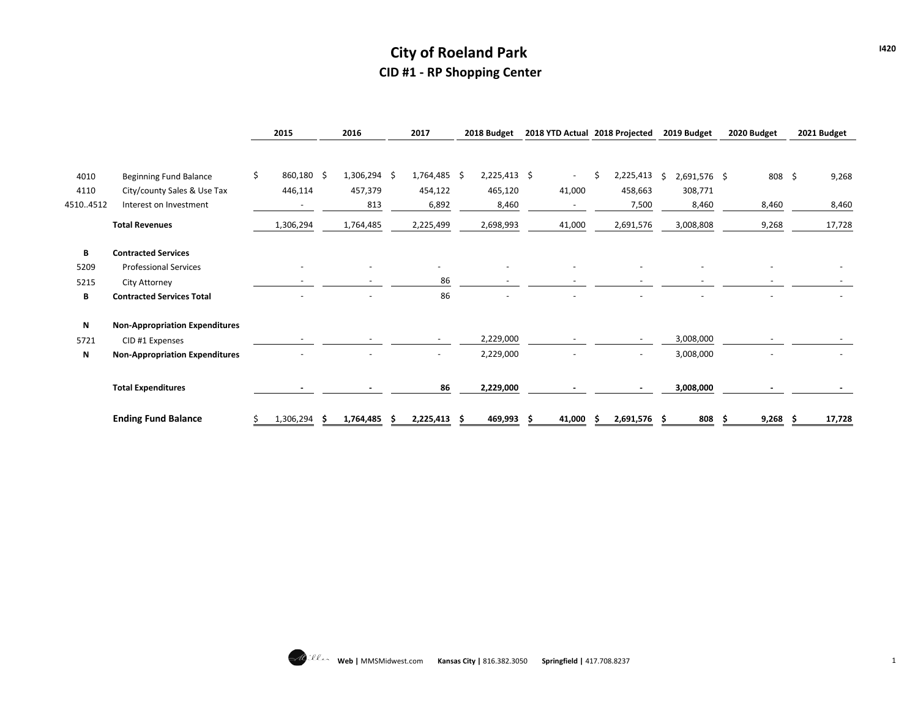# City of Roeland Park

## CID #1 - RP Shopping Center

I420

| | | 2015 | 2016 | 2017 | 2018 Budget | 2018 YTD Actual | 2018 Projected | 2019 Budget | 2020 Budget | 2021 Budget |
|---|---|---|---|---|---|---|---|---|---|---|
| 4010 | Beginning Fund Balance | $ 860,180 | $ 1,306,294 | $ 1,764,485 | $ 2,225,413 | $ - | $ 2,225,413 | $ 2,691,576 | $ 808 | $ 9,268 |
| 4110 | City/county Sales & Use Tax | 446,114 | 457,379 | 454,122 | 465,120 | 41,000 | 458,663 | 308,771 | | |
| 4510..4512 | Interest on Investment | - | 813 | 6,892 | 8,460 | - | 7,500 | 8,460 | 8,460 | 8,460 |
| | **Total Revenues** | 1,306,294 | 1,764,485 | 2,225,499 | 2,698,993 | 41,000 | 2,691,576 | 3,008,808 | 9,268 | 17,728 |
| **B** | **Contracted Services** | | | | | | | | | |
| 5209 | Professional Services | - | - | - | - | - | - | - | - | - |
| 5215 | City Attorney | - | - | 86 | - | - | - | - | - | - |
| **B** | **Contracted Services Total** | - | - | 86 | - | - | - | - | - | - |
| **N** | **Non-Appropriation Expenditures** | | | | | | | | | |
| 5721 | CID #1 Expenses | - | - | - | 2,229,000 | - | - | 3,008,000 | - | - |
| **N** | **Non-Appropriation Expenditures** | - | - | - | 2,229,000 | - | - | 3,008,000 | - | - |
| | **Total Expenditures** | **-** | **-** | **86** | **2,229,000** | **-** | **-** | **3,008,000** | **-** | **-** |
| | **Ending Fund Balance** | $ 1,306,294 | **$ 1,764,485** | **$ 2,225,413** | **$ 469,993** | **$ 41,000** | **$ 2,691,576** | **$ 808** | **$ 9,268** | **$ 17,728** |

**Web |** MMSMidwest.com **Kansas City |** 816.382.3050 **Springfield |** 417.708.8237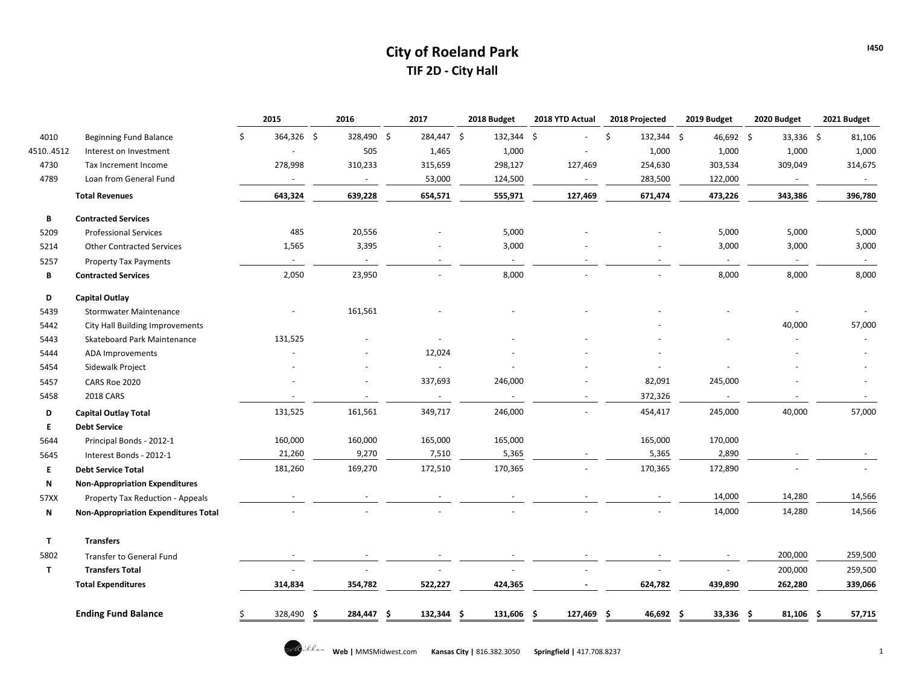# City of Roeland Park

## TIF 2D - City Hall

| | | 2015 | 2016 | 2017 | 2018 Budget | 2018 YTD Actual | 2018 Projected | 2019 Budget | 2020 Budget | 2021 Budget |
|---|---|---|---|---|---|---|---|---|---|---|
| 4010 | Beginning Fund Balance | $ 364,326 | $ 328,490 | $ 284,447 | $ 132,344 | $ - | $ 132,344 | $ 46,692 | $ 33,336 | $ 81,106 |
| 4510..4512 | Interest on Investment | - | 505 | 1,465 | 1,000 | - | 1,000 | 1,000 | 1,000 | 1,000 |
| 4730 | Tax Increment Income | 278,998 | 310,233 | 315,659 | 298,127 | 127,469 | 254,630 | 303,534 | 309,049 | 314,675 |
| 4789 | Loan from General Fund | - | - | 53,000 | 124,500 | - | 283,500 | 122,000 | - | - |
| | **Total Revenues** | **643,324** | **639,228** | **654,571** | **555,971** | **127,469** | **671,474** | **473,226** | **343,386** | **396,780** |
| **B** | **Contracted Services** | | | | | | | | | |
| 5209 | Professional Services | 485 | 20,556 | - | 5,000 | - | - | 5,000 | 5,000 | 5,000 |
| 5214 | Other Contracted Services | 1,565 | 3,395 | - | 3,000 | - | - | 3,000 | 3,000 | 3,000 |
| 5257 | Property Tax Payments | - | - | - | - | - | - | - | - | - |
| **B** | **Contracted Services** | 2,050 | 23,950 | - | 8,000 | - | - | 8,000 | 8,000 | 8,000 |
| **D** | **Capital Outlay** | | | | | | | | | |
| 5439 | Stormwater Maintenance | - | 161,561 | - | - | - | - | - | - | - |
| 5442 | City Hall Building Improvements | | | | | | - | | 40,000 | 57,000 |
| 5443 | Skateboard Park Maintenance | 131,525 | - | - | - | - | - | - | - | - |
| 5444 | ADA Improvements | - | - | 12,024 | - | - | - | | - | - |
| 5454 | Sidewalk Project | - | - | - | - | - | - | - | - | - |
| 5457 | CARS Roe 2020 | - | - | 337,693 | 246,000 | - | 82,091 | 245,000 | - | - |
| 5458 | 2018 CARS | - | - | - | - | - | 372,326 | - | - | - |
| **D** | **Capital Outlay Total** | 131,525 | 161,561 | 349,717 | 246,000 | - | 454,417 | 245,000 | 40,000 | 57,000 |
| **E** | **Debt Service** | | | | | | | | | |
| 5644 | Principal Bonds - 2012-1 | 160,000 | 160,000 | 165,000 | 165,000 | | 165,000 | 170,000 | | |
| 5645 | Interest Bonds - 2012-1 | 21,260 | 9,270 | 7,510 | 5,365 | - | 5,365 | 2,890 | - | - |
| **E** | **Debt Service Total** | 181,260 | 169,270 | 172,510 | 170,365 | - | 170,365 | 172,890 | - | - |
| **N** | **Non-Appropriation Expenditures** | | | | | | | | | |
| 57XX | Property Tax Reduction - Appeals | - | - | - | - | - | - | 14,000 | 14,280 | 14,566 |
| **N** | **Non-Appropriation Expenditures Total** | - | - | - | - | - | - | 14,000 | 14,280 | 14,566 |
| **T** | **Transfers** | | | | | | | | | |
| 5802 | Transfer to General Fund | - | - | - | - | - | - | - | 200,000 | 259,500 |
| **T** | **Transfers Total** | - | - | - | - | - | - | - | 200,000 | 259,500 |
| | **Total Expenditures** | **314,834** | **354,782** | **522,227** | **424,365** | **-** | **624,782** | **439,890** | **262,280** | **339,066** |
| | **Ending Fund Balance** | $ 328,490 | **$ 284,447** | **$ 132,344** | **$ 131,606** | **$ 127,469** | **$ 46,692** | **$ 33,336** | **$ 81,106** | **$ 57,715** |

**Web |** MMSMidwest.com **Kansas City |** 816.382.3050 **Springfield |** 417.708.8237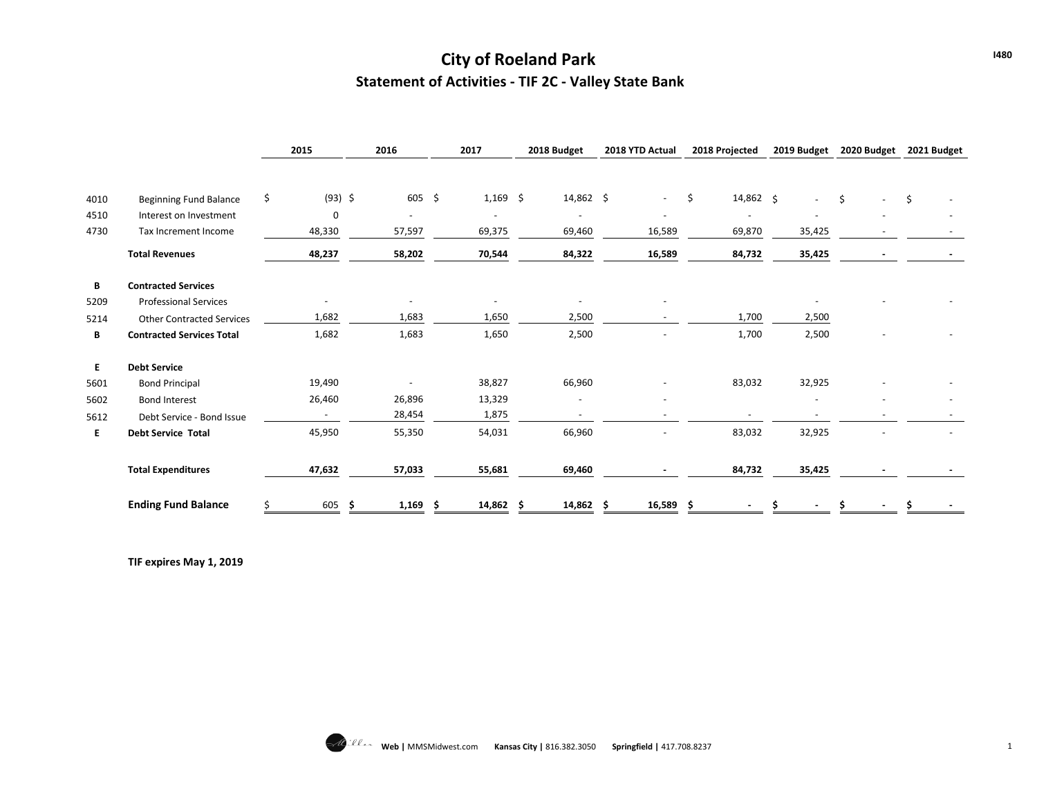# City of Roeland Park

## Statement of Activities - TIF 2C - Valley State Bank

| | | 2015 | 2016 | 2017 | 2018 Budget | 2018 YTD Actual | 2018 Projected | 2019 Budget | 2020 Budget | 2021 Budget |
|---|---|---|---|---|---|---|---|---|---|---|
| 4010 | Beginning Fund Balance | $ (93) | $ 605 | $ 1,169 | $ 14,862 | $ - | $ 14,862 | $ - | $ - | $ - |
| 4510 | Interest on Investment | 0 | - | - | - | - | - | - | - | - |
| 4730 | Tax Increment Income | 48,330 | 57,597 | 69,375 | 69,460 | 16,589 | 69,870 | 35,425 | - | - |
| | **Total Revenues** | **48,237** | **58,202** | **70,544** | **84,322** | **16,589** | **84,732** | **35,425** | **-** | **-** |
| **B** | **Contracted Services** | | | | | | | | | |
| 5209 | Professional Services | - | - | - | - | - | | - | - | - |
| 5214 | Other Contracted Services | 1,682 | 1,683 | 1,650 | 2,500 | - | 1,700 | 2,500 | | |
| **B** | **Contracted Services Total** | 1,682 | 1,683 | 1,650 | 2,500 | - | 1,700 | 2,500 | - | - |
| **E** | **Debt Service** | | | | | | | | | |
| 5601 | Bond Principal | 19,490 | - | 38,827 | 66,960 | - | 83,032 | 32,925 | - | - |
| 5602 | Bond Interest | 26,460 | 26,896 | 13,329 | - | - | | - | - | - |
| 5612 | Debt Service - Bond Issue | - | 28,454 | 1,875 | - | - | - | - | - | - |
| **E** | **Debt Service Total** | 45,950 | 55,350 | 54,031 | 66,960 | - | 83,032 | 32,925 | - | - |
| | **Total Expenditures** | **47,632** | **57,033** | **55,681** | **69,460** | **-** | **84,732** | **35,425** | **-** | **-** |
| | **Ending Fund Balance** | $ 605 | **$ 1,169** | **$ 14,862** | **$ 14,862** | **$ 16,589** | **$ -** | **$ -** | **$ -** | **$ -** |

**TIF expires May 1, 2019**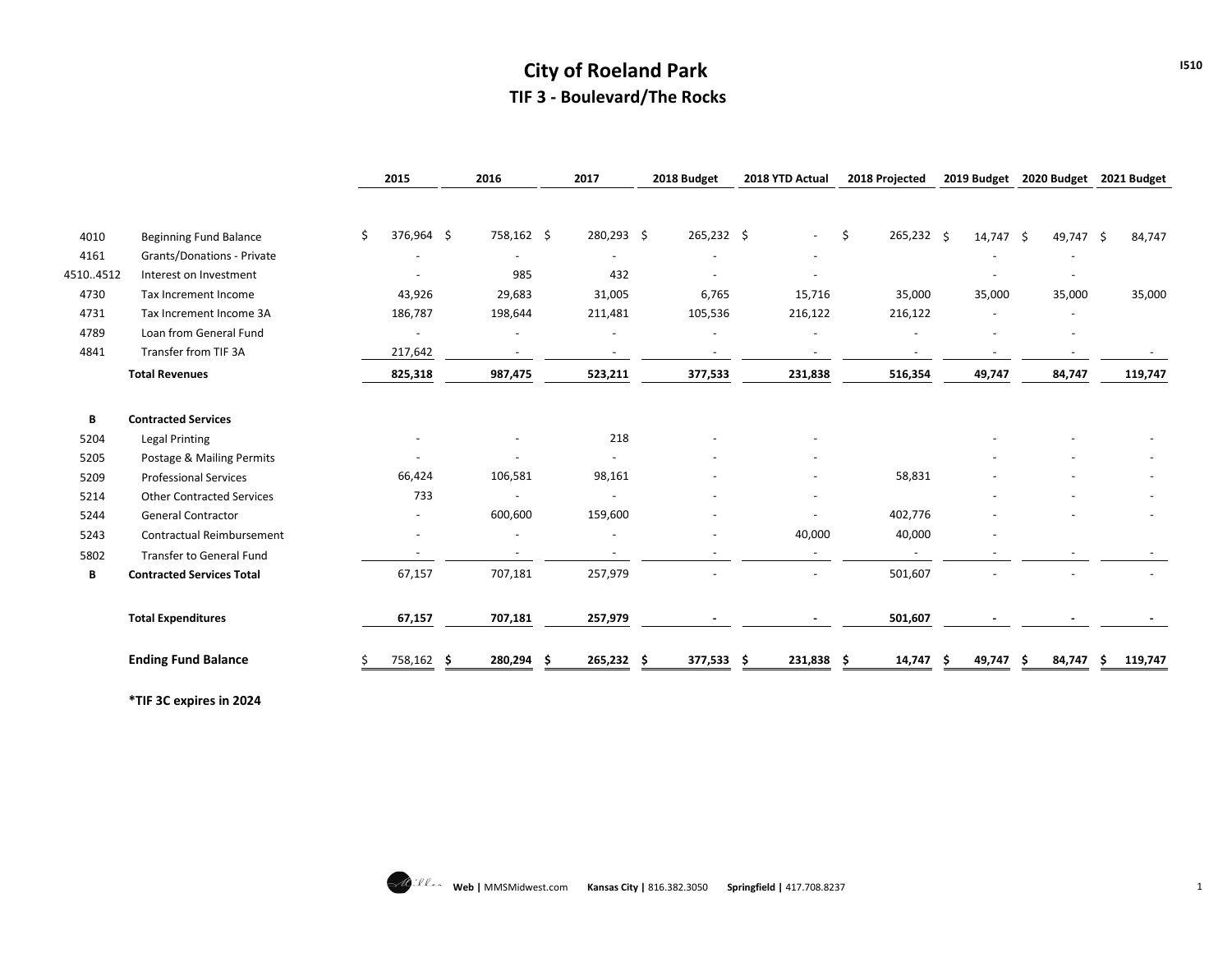# City of Roeland Park

## TIF 3 - Boulevard/The Rocks

| | | 2015 | 2016 | 2017 | 2018 Budget | 2018 YTD Actual | 2018 Projected | 2019 Budget | 2020 Budget | 2021 Budget |
|---|---|---|---|---|---|---|---|---|---|---|
| 4010 | Beginning Fund Balance | $ 376,964 | $ 758,162 | $ 280,293 | $ 265,232 | $ - | $ 265,232 | $ 14,747 | $ 49,747 | $ 84,747 |
| 4161 | Grants/Donations - Private | - | - | - | - | - | | - | - | |
| 4510..4512 | Interest on Investment | - | 985 | 432 | - | - | | - | - | |
| 4730 | Tax Increment Income | 43,926 | 29,683 | 31,005 | 6,765 | 15,716 | 35,000 | 35,000 | 35,000 | 35,000 |
| 4731 | Tax Increment Income 3A | 186,787 | 198,644 | 211,481 | 105,536 | 216,122 | 216,122 | - | - | |
| 4789 | Loan from General Fund | - | - | - | - | - | - | - | - | |
| 4841 | Transfer from TIF 3A | 217,642 | - | - | - | - | - | - | - | - |
| | **Total Revenues** | **825,318** | **987,475** | **523,211** | **377,533** | **231,838** | **516,354** | **49,747** | **84,747** | **119,747** |
| **B** | **Contracted Services** | | | | | | | | | |
| 5204 | Legal Printing | - | - | 218 | - | - | | - | - | - |
| 5205 | Postage & Mailing Permits | - | - | - | - | - | | - | - | - |
| 5209 | Professional Services | 66,424 | 106,581 | 98,161 | - | - | 58,831 | - | - | - |
| 5214 | Other Contracted Services | 733 | - | - | - | - | | - | - | - |
| 5244 | General Contractor | - | 600,600 | 159,600 | - | - | 402,776 | - | - | - |
| 5243 | Contractual Reimbursement | - | - | - | - | 40,000 | 40,000 | - | | |
| 5802 | Transfer to General Fund | - | - | - | - | - | - | - | - | - |
| **B** | **Contracted Services Total** | 67,157 | 707,181 | 257,979 | - | - | 501,607 | - | - | - |
| | **Total Expenditures** | **67,157** | **707,181** | **257,979** | **-** | **-** | **501,607** | **-** | **-** | **-** |
| | **Ending Fund Balance** | $ 758,162 | **$ 280,294** | **$ 265,232** | **$ 377,533** | **$ 231,838** | **$ 14,747** | **$ 49,747** | **$ 84,747** | **$ 119,747** |

**\*TIF 3C expires in 2024**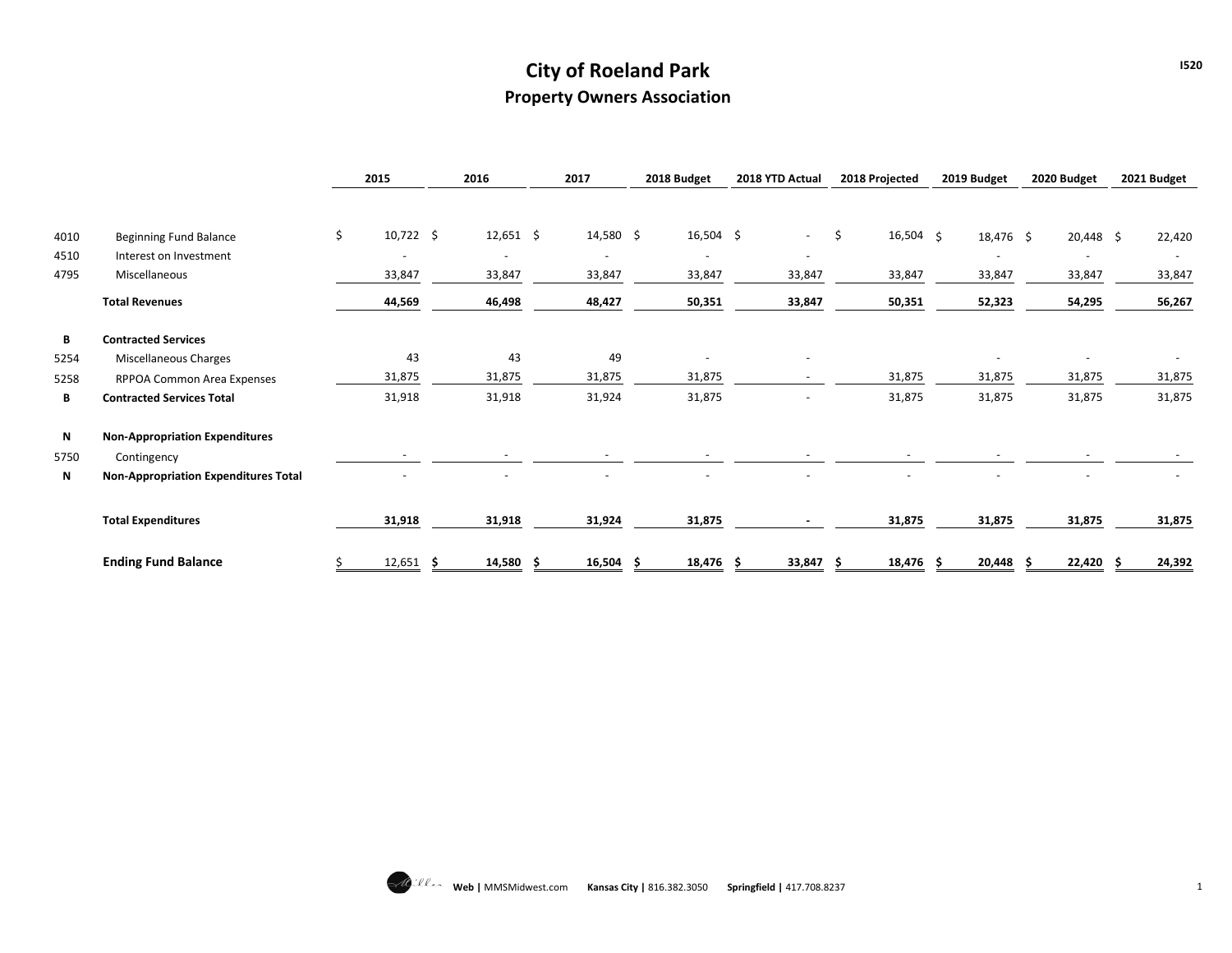# City of Roeland Park

## Property Owners Association

I520

| | | 2015 | 2016 | 2017 | 2018 Budget | 2018 YTD Actual | 2018 Projected | 2019 Budget | 2020 Budget | 2021 Budget |
|---|---|---|---|---|---|---|---|---|---|---|
| 4010 | Beginning Fund Balance | $ 10,722 | $ 12,651 | $ 14,580 | $ 16,504 | $ - | $ 16,504 | $ 18,476 | $ 20,448 | $ 22,420 |
| 4510 | Interest on Investment | - | - | - | - | - | | - | - | - |
| 4795 | Miscellaneous | 33,847 | 33,847 | 33,847 | 33,847 | 33,847 | 33,847 | 33,847 | 33,847 | 33,847 |
| | **Total Revenues** | **44,569** | **46,498** | **48,427** | **50,351** | **33,847** | **50,351** | **52,323** | **54,295** | **56,267** |
| **B** | **Contracted Services** | | | | | | | | | |
| 5254 | Miscellaneous Charges | 43 | 43 | 49 | - | - | | - | - | - |
| 5258 | RPPOA Common Area Expenses | 31,875 | 31,875 | 31,875 | 31,875 | - | 31,875 | 31,875 | 31,875 | 31,875 |
| **B** | **Contracted Services Total** | 31,918 | 31,918 | 31,924 | 31,875 | - | 31,875 | 31,875 | 31,875 | 31,875 |
| **N** | **Non-Appropriation Expenditures** | | | | | | | | | |
| 5750 | Contingency | - | - | - | - | - | - | - | - | - |
| **N** | **Non-Appropriation Expenditures Total** | - | - | - | - | - | - | - | - | - |
| | **Total Expenditures** | **31,918** | **31,918** | **31,924** | **31,875** | **-** | **31,875** | **31,875** | **31,875** | **31,875** |
| | **Ending Fund Balance** | $ 12,651 | **$ 14,580** | **$ 16,504** | **$ 18,476** | **$ 33,847** | **$ 18,476** | **$ 20,448** | **$ 22,420** | **$ 24,392** |

**Web |** MMSMidwest.com **Kansas City |** 816.382.3050 **Springfield |** 417.708.8237